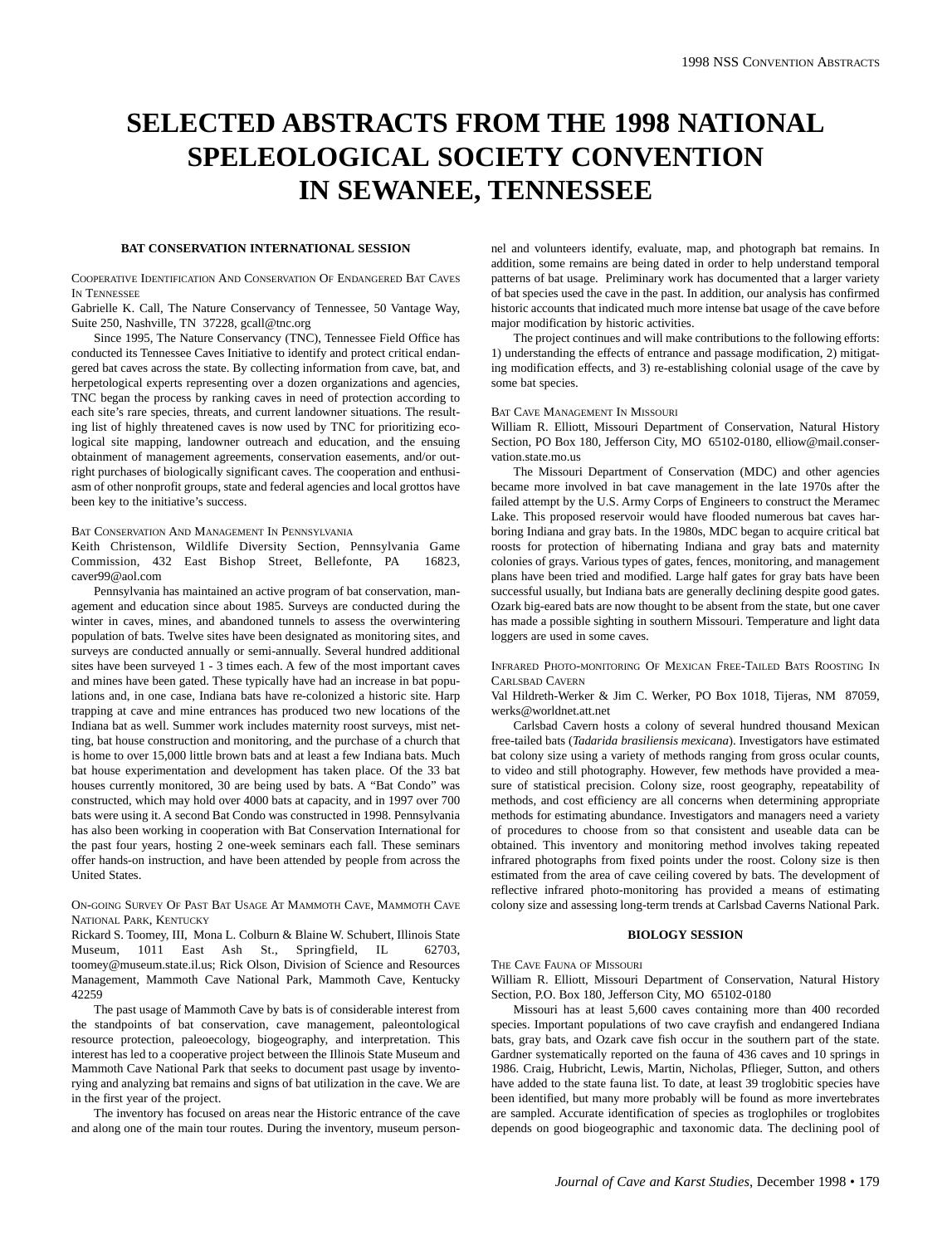# SELECTED ABSTRACTS FROM THE 1998 NATIONAL SPELEOLOGICAL SOCIETY CONVENTION IN SEWANEE, TENNESSEE

## BAT CONSERVATION INTERNATIONAL SESSION

### Cooperative Identification And Conservation Of Endangered Bat Caves In Tennessee

Gabrielle K. Call, The Nature Conservancy of Tennessee, 50 Vantage Way, Suite 250, Nashville, TN 37228, gcall@tnc.org

Since 1995, The Nature Conservancy (TNC), Tennessee Field Office has conducted its Tennessee Caves Initiative to identify and protect critical endangered bat caves across the state. By collecting information from cave, bat, and herpetological experts representing over a dozen organizations and agencies, TNC began the process by ranking caves in need of protection according to each site's rare species, threats, and current landowner situations. The resulting list of highly threatened caves is now used by TNC for prioritizing ecological site mapping, landowner outreach and education, and the ensuing obtainment of management agreements, conservation easements, and/or outright purchases of biologically significant caves. The cooperation and enthusiasm of other nonprofit groups, state and federal agencies and local grottos have been key to the initiative's success.

### Bat Conservation And Management In Pennsylvania

Keith Christenson, Wildlife Diversity Section, Pennsylvania Game Commission, 432 East Bishop Street, Bellefonte, PA 16823, caver99@aol.com

Pennsylvania has maintained an active program of bat conservation, management and education since about 1985. Surveys are conducted during the winter in caves, mines, and abandoned tunnels to assess the overwintering population of bats. Twelve sites have been designated as monitoring sites, and surveys are conducted annually or semi-annually. Several hundred additional sites have been surveyed 1 - 3 times each. A few of the most important caves and mines have been gated. These typically have had an increase in bat populations and, in one case, Indiana bats have re-colonized a historic site. Harp trapping at cave and mine entrances has produced two new locations of the Indiana bat as well. Summer work includes maternity roost surveys, mist netting, bat house construction and monitoring, and the purchase of a church that is home to over 15,000 little brown bats and at least a few Indiana bats. Much bat house experimentation and development has taken place. Of the 33 bat houses currently monitored, 30 are being used by bats. A "Bat Condo" was constructed, which may hold over 4000 bats at capacity, and in 1997 over 700 bats were using it. A second Bat Condo was constructed in 1998. Pennsylvania has also been working in cooperation with Bat Conservation International for the past four years, hosting 2 one-week seminars each fall. These seminars offer hands-on instruction, and have been attended by people from across the United States.

### On-going Survey Of Past Bat Usage At Mammoth Cave, Mammoth Cave National Park, Kentucky

Rickard S. Toomey, III, Mona L. Colburn & Blaine W. Schubert, Illinois State Museum, 1011 East Ash St., Springfield, IL 62703, toomey@museum.state.il.us; Rick Olson, Division of Science and Resources Management, Mammoth Cave National Park, Mammoth Cave, Kentucky 42259

The past usage of Mammoth Cave by bats is of considerable interest from the standpoints of bat conservation, cave management, paleontological resource protection, paleoecology, biogeography, and interpretation. This interest has led to a cooperative project between the Illinois State Museum and Mammoth Cave National Park that seeks to document past usage by inventorying and analyzing bat remains and signs of bat utilization in the cave. We are in the first year of the project.

The inventory has focused on areas near the Historic entrance of the cave and along one of the main tour routes. During the inventory, museum personnel and volunteers identify, evaluate, map, and photograph bat remains. In addition, some remains are being dated in order to help understand temporal patterns of bat usage. Preliminary work has documented that a larger variety of bat species used the cave in the past. In addition, our analysis has confirmed historic accounts that indicated much more intense bat usage of the cave before major modification by historic activities.

The project continues and will make contributions to the following efforts: 1) understanding the effects of entrance and passage modification, 2) mitigating modification effects, and 3) re-establishing colonial usage of the cave by some bat species.

### Bat Cave Management In Missouri

William R. Elliott, Missouri Department of Conservation, Natural History Section, PO Box 180, Jefferson City, MO 65102-0180, elliow@mail.conservation.state.mo.us

The Missouri Department of Conservation (MDC) and other agencies became more involved in bat cave management in the late 1970s after the failed attempt by the U.S. Army Corps of Engineers to construct the Meramec Lake. This proposed reservoir would have flooded numerous bat caves harboring Indiana and gray bats. In the 1980s, MDC began to acquire critical bat roosts for protection of hibernating Indiana and gray bats and maternity colonies of grays. Various types of gates, fences, monitoring, and management plans have been tried and modified. Large half gates for gray bats have been successful usually, but Indiana bats are generally declining despite good gates. Ozark big-eared bats are now thought to be absent from the state, but one caver has made a possible sighting in southern Missouri. Temperature and light data loggers are used in some caves.

### Infrared Photo-monitoring Of Mexican Free-Tailed Bats Roosting In Carlsbad Cavern

Val Hildreth-Werker & Jim C. Werker, PO Box 1018, Tijeras, NM 87059, werks@worldnet.att.net

Carlsbad Cavern hosts a colony of several hundred thousand Mexican free-tailed bats (*Tadarida brasiliensis mexicana*). Investigators have estimated bat colony size using a variety of methods ranging from gross ocular counts, to video and still photography. However, few methods have provided a measure of statistical precision. Colony size, roost geography, repeatability of methods, and cost efficiency are all concerns when determining appropriate methods for estimating abundance. Investigators and managers need a variety of procedures to choose from so that consistent and useable data can be obtained. This inventory and monitoring method involves taking repeated infrared photographs from fixed points under the roost. Colony size is then estimated from the area of cave ceiling covered by bats. The development of reflective infrared photo-monitoring has provided a means of estimating colony size and assessing long-term trends at Carlsbad Caverns National Park.

## BIOLOGY SESSION

### The Cave Fauna of Missouri

William R. Elliott, Missouri Department of Conservation, Natural History Section, P.O. Box 180, Jefferson City, MO 65102-0180

Missouri has at least 5,600 caves containing more than 400 recorded species. Important populations of two cave crayfish and endangered Indiana bats, gray bats, and Ozark cave fish occur in the southern part of the state. Gardner systematically reported on the fauna of 436 caves and 10 springs in 1986. Craig, Hubricht, Lewis, Martin, Nicholas, Pflieger, Sutton, and others have added to the state fauna list. To date, at least 39 troglobitic species have been identified, but many more probably will be found as more invertebrates are sampled. Accurate identification of species as troglophiles or troglobites depends on good biogeographic and taxonomic data. The declining pool of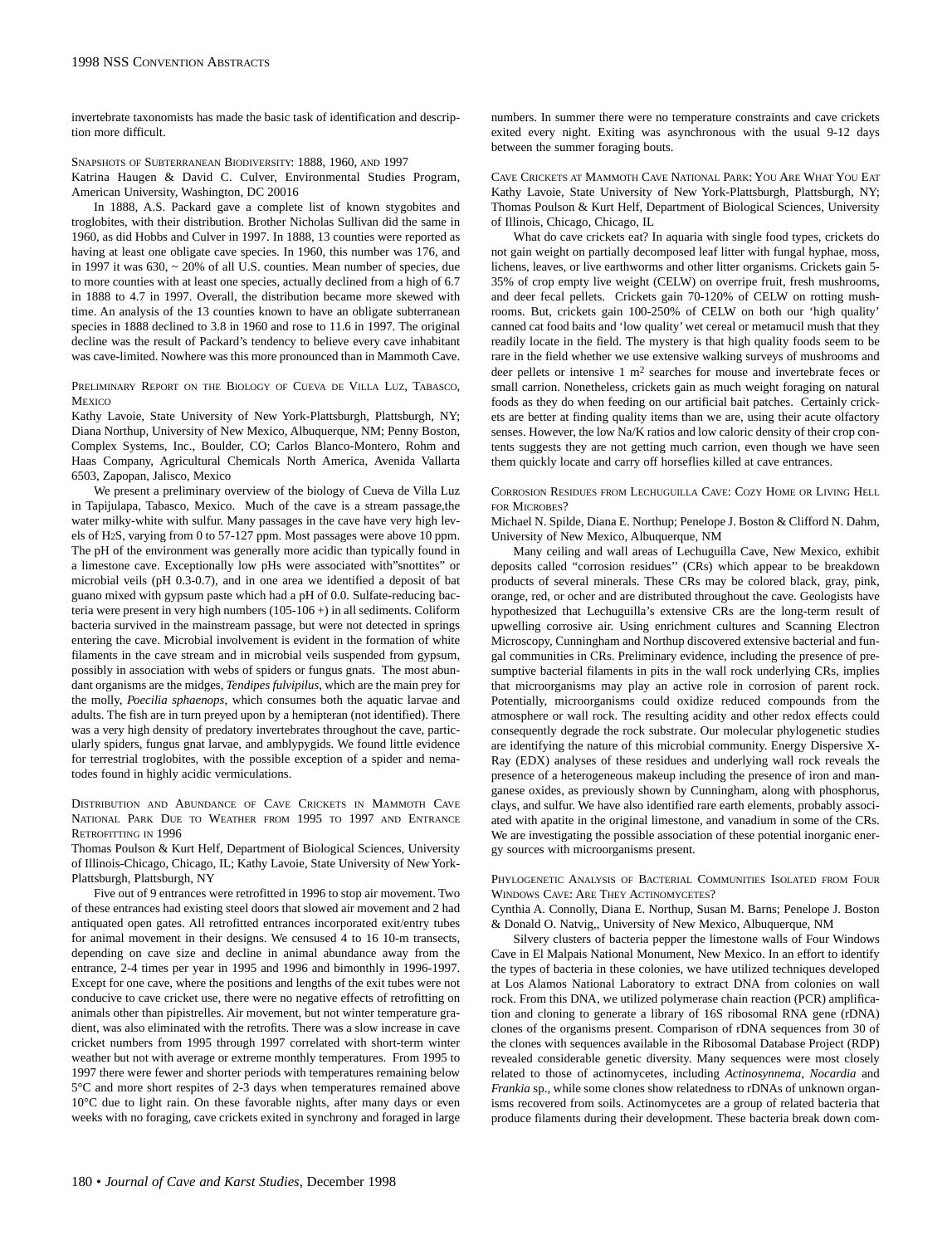invertebrate taxonomists has made the basic task of identification and description more difficult.

### Snapshots of Subterranean Biodiversity: 1888, 1960, and 1997

Katrina Haugen & David C. Culver, Environmental Studies Program, American University, Washington, DC 20016

In 1888, A.S. Packard gave a complete list of known stygobites and troglobites, with their distribution. Brother Nicholas Sullivan did the same in 1960, as did Hobbs and Culver in 1997. In 1888, 13 counties were reported as having at least one obligate cave species. In 1960, this number was 176, and in 1997 it was 630, ~ 20% of all U.S. counties. Mean number of species, due to more counties with at least one species, actually declined from a high of 6.7 in 1888 to 4.7 in 1997. Overall, the distribution became more skewed with time. An analysis of the 13 counties known to have an obligate subterranean species in 1888 declined to 3.8 in 1960 and rose to 11.6 in 1997. The original decline was the result of Packard's tendency to believe every cave inhabitant was cave-limited. Nowhere was this more pronounced than in Mammoth Cave.

### Preliminary Report on the Biology of Cueva de Villa Luz, Tabasco, Mexico

Kathy Lavoie, State University of New York-Plattsburgh, Plattsburgh, NY; Diana Northup, University of New Mexico, Albuquerque, NM; Penny Boston, Complex Systems, Inc., Boulder, CO; Carlos Blanco-Montero, Rohm and Haas Company, Agricultural Chemicals North America, Avenida Vallarta 6503, Zapopan, Jalisco, Mexico

We present a preliminary overview of the biology of Cueva de Villa Luz in Tapijulapa, Tabasco, Mexico. Much of the cave is a stream passage,the water milky-white with sulfur. Many passages in the cave have very high levels of $H_2S$, varying from 0 to 57-127 ppm. Most passages were above 10 ppm. The pH of the environment was generally more acidic than typically found in a limestone cave. Exceptionally low pHs were associated with"snottites" or microbial veils (pH 0.3-0.7), and in one area we identified a deposit of bat guano mixed with gypsum paste which had a pH of 0.0. Sulfate-reducing bacteria were present in very high numbers (105-106 +) in all sediments. Coliform bacteria survived in the mainstream passage, but were not detected in springs entering the cave. Microbial involvement is evident in the formation of white filaments in the cave stream and in microbial veils suspended from gypsum, possibly in association with webs of spiders or fungus gnats. The most abundant organisms are the midges, *Tendipes fulvipilus*, which are the main prey for the molly, *Poecilia sphaenops*, which consumes both the aquatic larvae and adults. The fish are in turn preyed upon by a hemipteran (not identified). There was a very high density of predatory invertebrates throughout the cave, particularly spiders, fungus gnat larvae, and amblypygids. We found little evidence for terrestrial troglobites, with the possible exception of a spider and nematodes found in highly acidic vermiculations.

### Distribution and Abundance of Cave Crickets in Mammoth Cave National Park Due to Weather from 1995 to 1997 and Entrance Retrofitting in 1996

Thomas Poulson & Kurt Helf, Department of Biological Sciences, University of Illinois-Chicago, Chicago, IL; Kathy Lavoie, State University of New York-Plattsburgh, Plattsburgh, NY

Five out of 9 entrances were retrofitted in 1996 to stop air movement. Two of these entrances had existing steel doors that slowed air movement and 2 had antiquated open gates. All retrofitted entrances incorporated exit/entry tubes for animal movement in their designs. We censused 4 to 16 10-m transects, depending on cave size and decline in animal abundance away from the entrance, 2-4 times per year in 1995 and 1996 and bimonthly in 1996-1997. Except for one cave, where the positions and lengths of the exit tubes were not conducive to cave cricket use, there were no negative effects of retrofitting on animals other than pipistrelles. Air movement, but not winter temperature gradient, was also eliminated with the retrofits. There was a slow increase in cave cricket numbers from 1995 through 1997 correlated with short-term winter weather but not with average or extreme monthly temperatures. From 1995 to 1997 there were fewer and shorter periods with temperatures remaining below 5°C and more short respites of 2-3 days when temperatures remained above 10°C due to light rain. On these favorable nights, after many days or even weeks with no foraging, cave crickets exited in synchrony and foraged in large numbers. In summer there were no temperature constraints and cave crickets exited every night. Exiting was asynchronous with the usual 9-12 days between the summer foraging bouts.

### Cave Crickets at Mammoth Cave National Park: You Are What You Eat

Kathy Lavoie, State University of New York-Plattsburgh, Plattsburgh, NY; Thomas Poulson & Kurt Helf, Department of Biological Sciences, University of Illinois, Chicago, Chicago, IL

What do cave crickets eat? In aquaria with single food types, crickets do not gain weight on partially decomposed leaf litter with fungal hyphae, moss, lichens, leaves, or live earthworms and other litter organisms. Crickets gain 5-35% of crop empty live weight (CELW) on overripe fruit, fresh mushrooms, and deer fecal pellets. Crickets gain 70-120% of CELW on rotting mushrooms. But, crickets gain 100-250% of CELW on both our 'high quality' canned cat food baits and 'low quality' wet cereal or metamucil mush that they readily locate in the field. The mystery is that high quality foods seem to be rare in the field whether we use extensive walking surveys of mushrooms and deer pellets or intensive 1 $m^2$ searches for mouse and invertebrate feces or small carrion. Nonetheless, crickets gain as much weight foraging on natural foods as they do when feeding on our artificial bait patches. Certainly crickets are better at finding quality items than we are, using their acute olfactory senses. However, the low Na/K ratios and low caloric density of their crop contents suggests they are not getting much carrion, even though we have seen them quickly locate and carry off horseflies killed at cave entrances.

### Corrosion Residues from Lechuguilla Cave: Cozy Home or Living Hell for Microbes?

Michael N. Spilde, Diana E. Northup, Penelope J. Boston & Clifford N. Dahm, University of New Mexico, Albuquerque, NM

Many ceiling and wall areas of Lechuguilla Cave, New Mexico, exhibit deposits called "corrosion residues'' (CRs) which appear to be breakdown products of several minerals. These CRs may be colored black, gray, pink, orange, red, or ocher and are distributed throughout the cave. Geologists have hypothesized that Lechuguilla's extensive CRs are the long-term result of upwelling corrosive air. Using enrichment cultures and Scanning Electron Microscopy, Cunningham and Northup discovered extensive bacterial and fungal communities in CRs. Preliminary evidence, including the presence of presumptive bacterial filaments in pits in the wall rock underlying CRs, implies that microorganisms may play an active role in corrosion of parent rock. Potentially, microorganisms could oxidize reduced compounds from the atmosphere or wall rock. The resulting acidity and other redox effects could consequently degrade the rock substrate. Our molecular phylogenetic studies are identifying the nature of this microbial community. Energy Dispersive X-Ray (EDX) analyses of these residues and underlying wall rock reveals the presence of a heterogeneous makeup including the presence of iron and manganese oxides, as previously shown by Cunningham, along with phosphorus, clays, and sulfur. We have also identified rare earth elements, probably associated with apatite in the original limestone, and vanadium in some of the CRs. We are investigating the possible association of these potential inorganic energy sources with microorganisms present.

### Phylogenetic Analysis of Bacterial Communities Isolated from Four Windows Cave: Are They Actinomycetes?

Cynthia A. Connolly, Diana E. Northup, Susan M. Barns; Penelope J. Boston & Donald O. Natvig,, University of New Mexico, Albuquerque, NM

Silvery clusters of bacteria pepper the limestone walls of Four Windows Cave in El Malpais National Monument, New Mexico. In an effort to identify the types of bacteria in these colonies, we have utilized techniques developed at Los Alamos National Laboratory to extract DNA from colonies on wall rock. From this DNA, we utilized polymerase chain reaction (PCR) amplification and cloning to generate a library of 16S ribosomal RNA gene (rDNA) clones of the organisms present. Comparison of rDNA sequences from 30 of the clones with sequences available in the Ribosomal Database Project (RDP) revealed considerable genetic diversity. Many sequences were most closely related to those of actinomycetes, including *Actinosynnema*, *Nocardia* and *Frankia* sp., while some clones show relatedness to rDNAs of unknown organisms recovered from soils. Actinomycetes are a group of related bacteria that produce filaments during their development. These bacteria break down com-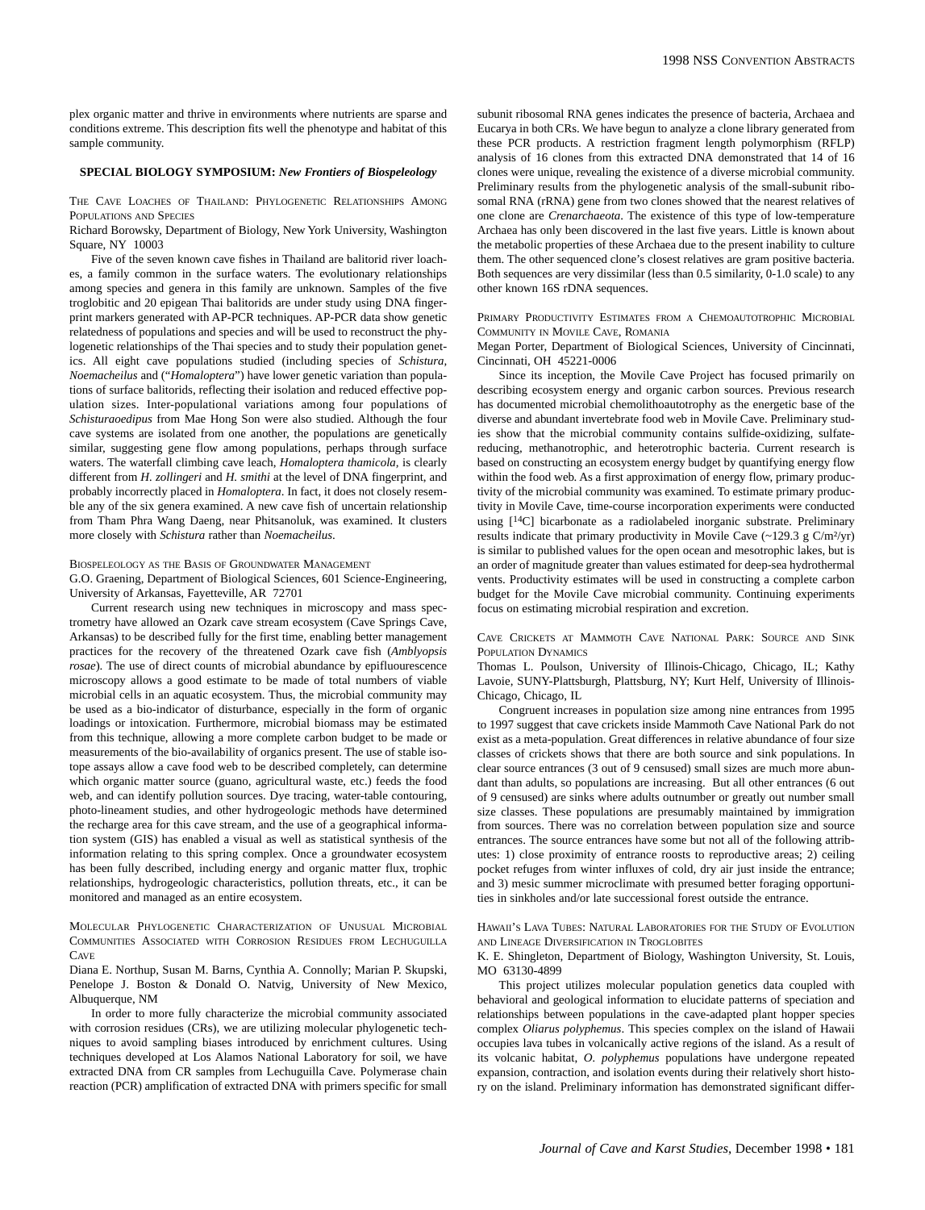plex organic matter and thrive in environments where nutrients are sparse and conditions extreme. This description fits well the phenotype and habitat of this sample community.

## SPECIAL BIOLOGY SYMPOSIUM: *New Frontiers of Biospeleology*

### The Cave Loaches of Thailand: Phylogenetic Relationships Among Populations and Species

Richard Borowsky, Department of Biology, New York University, Washington Square, NY 10003

Five of the seven known cave fishes in Thailand are balitorid river loaches, a family common in the surface waters. The evolutionary relationships among species and genera in this family are unknown. Samples of the five troglobitic and 20 epigean Thai balitorids are under study using DNA fingerprint markers generated with AP-PCR techniques. AP-PCR data show genetic relatedness of populations and species and will be used to reconstruct the phylogenetic relationships of the Thai species and to study their population genetics. All eight cave populations studied (including species of *Schistura*, *Noemacheilus* and ("*Homaloptera*") have lower genetic variation than populations of surface balitorids, reflecting their isolation and reduced effective population sizes. Inter-populational variations among four populations of *Schisturaoedipus* from Mae Hong Son were also studied. Although the four cave systems are isolated from one another, the populations are genetically similar, suggesting gene flow among populations, perhaps through surface waters. The waterfall climbing cave leach, *Homaloptera thamicola*, is clearly different from *H. zollingeri* and *H. smithi* at the level of DNA fingerprint, and probably incorrectly placed in *Homaloptera*. In fact, it does not closely resemble any of the six genera examined. A new cave fish of uncertain relationship from Tham Phra Wang Daeng, near Phitsanoluk, was examined. It clusters more closely with *Schistura* rather than *Noemacheilus*.

### Biospeleology as the Basis of Groundwater Management

G.O. Graening, Department of Biological Sciences, 601 Science-Engineering, University of Arkansas, Fayetteville, AR 72701

Current research using new techniques in microscopy and mass spectrometry have allowed an Ozark cave stream ecosystem (Cave Springs Cave, Arkansas) to be described fully for the first time, enabling better management practices for the recovery of the threatened Ozark cave fish (*Amblyopsis rosae*). The use of direct counts of microbial abundance by epifluourescence microscopy allows a good estimate to be made of total numbers of viable microbial cells in an aquatic ecosystem. Thus, the microbial community may be used as a bio-indicator of disturbance, especially in the form of organic loadings or intoxication. Furthermore, microbial biomass may be estimated from this technique, allowing a more complete carbon budget to be made or measurements of the bio-availability of organics present. The use of stable isotope assays allow a cave food web to be described completely, can determine which organic matter source (guano, agricultural waste, etc.) feeds the food web, and can identify pollution sources. Dye tracing, water-table contouring, photo-lineament studies, and other hydrogeologic methods have determined the recharge area for this cave stream, and the use of a geographical information system (GIS) has enabled a visual as well as statistical synthesis of the information relating to this spring complex. Once a groundwater ecosystem has been fully described, including energy and organic matter flux, trophic relationships, hydrogeologic characteristics, pollution threats, etc., it can be monitored and managed as an entire ecosystem.

### Molecular Phylogenetic Characterization of Unusual Microbial Communities Associated with Corrosion Residues from Lechuguilla Cave

Diana E. Northup, Susan M. Barns, Cynthia A. Connolly; Marian P. Skupski, Penelope J. Boston & Donald O. Natvig, University of New Mexico, Albuquerque, NM

In order to more fully characterize the microbial community associated with corrosion residues (CRs), we are utilizing molecular phylogenetic techniques to avoid sampling biases introduced by enrichment cultures. Using techniques developed at Los Alamos National Laboratory for soil, we have extracted DNA from CR samples from Lechuguilla Cave. Polymerase chain reaction (PCR) amplification of extracted DNA with primers specific for small subunit ribosomal RNA genes indicates the presence of bacteria, Archaea and Eucarya in both CRs. We have begun to analyze a clone library generated from these PCR products. A restriction fragment length polymorphism (RFLP) analysis of 16 clones from this extracted DNA demonstrated that 14 of 16 clones were unique, revealing the existence of a diverse microbial community. Preliminary results from the phylogenetic analysis of the small-subunit ribosomal RNA (rRNA) gene from two clones showed that the nearest relatives of one clone are *Crenarchaeota*. The existence of this type of low-temperature Archaea has only been discovered in the last five years. Little is known about the metabolic properties of these Archaea due to the present inability to culture them. The other sequenced clone's closest relatives are gram positive bacteria. Both sequences are very dissimilar (less than 0.5 similarity, 0-1.0 scale) to any other known 16S rDNA sequences.

### Primary Productivity Estimates from a Chemoautotrophic Microbial Community in Movile Cave, Romania

Megan Porter, Department of Biological Sciences, University of Cincinnati, Cincinnati, OH 45221-0006

Since its inception, the Movile Cave Project has focused primarily on describing ecosystem energy and organic carbon sources. Previous research has documented microbial chemolithoautotrophy as the energetic base of the diverse and abundant invertebrate food web in Movile Cave. Preliminary studies show that the microbial community contains sulfide-oxidizing, sulfate-reducing, methanotrophic, and heterotrophic bacteria. Current research is based on constructing an ecosystem energy budget by quantifying energy flow within the food web. As a first approximation of energy flow, primary productivity of the microbial community was examined. To estimate primary productivity in Movile Cave, time-course incorporation experiments were conducted using [$^{14}$C] bicarbonate as a radiolabeled inorganic substrate. Preliminary results indicate that primary productivity in Movile Cave (~129.3 g C/m$^2$/yr) is similar to published values for the open ocean and mesotrophic lakes, but is an order of magnitude greater than values estimated for deep-sea hydrothermal vents. Productivity estimates will be used in constructing a complete carbon budget for the Movile Cave microbial community. Continuing experiments focus on estimating microbial respiration and excretion.

### Cave Crickets at Mammoth Cave National Park: Source and Sink Population Dynamics

Thomas L. Poulson, University of Illinois-Chicago, Chicago, IL; Kathy Lavoie, SUNY-Plattsburgh, Plattsburg, NY; Kurt Helf, University of Illinois-Chicago, Chicago, IL

Congruent increases in population size among nine entrances from 1995 to 1997 suggest that cave crickets inside Mammoth Cave National Park do not exist as a meta-population. Great differences in relative abundance of four size classes of crickets shows that there are both source and sink populations. In clear source entrances (3 out of 9 censused) small sizes are much more abundant than adults, so populations are increasing. But all other entrances (6 out of 9 censused) are sinks where adults outnumber or greatly out number small size classes. These populations are presumably maintained by immigration from sources. There was no correlation between population size and source entrances. The source entrances have some but not all of the following attributes: 1) close proximity of entrance roosts to reproductive areas; 2) ceiling pocket refuges from winter influxes of cold, dry air just inside the entrance; and 3) mesic summer microclimate with presumed better foraging opportunities in sinkholes and/or late successional forest outside the entrance.

### Hawaii's Lava Tubes: Natural Laboratories for the Study of Evolution and Lineage Diversification in Troglobites

K. E. Shingleton, Department of Biology, Washington University, St. Louis, MO 63130-4899

This project utilizes molecular population genetics data coupled with behavioral and geological information to elucidate patterns of speciation and relationships between populations in the cave-adapted plant hopper species complex *Oliarus polyphemus*. This species complex on the island of Hawaii occupies lava tubes in volcanically active regions of the island. As a result of its volcanic habitat, *O. polyphemus* populations have undergone repeated expansion, contraction, and isolation events during their relatively short history on the island. Preliminary information has demonstrated significant differ-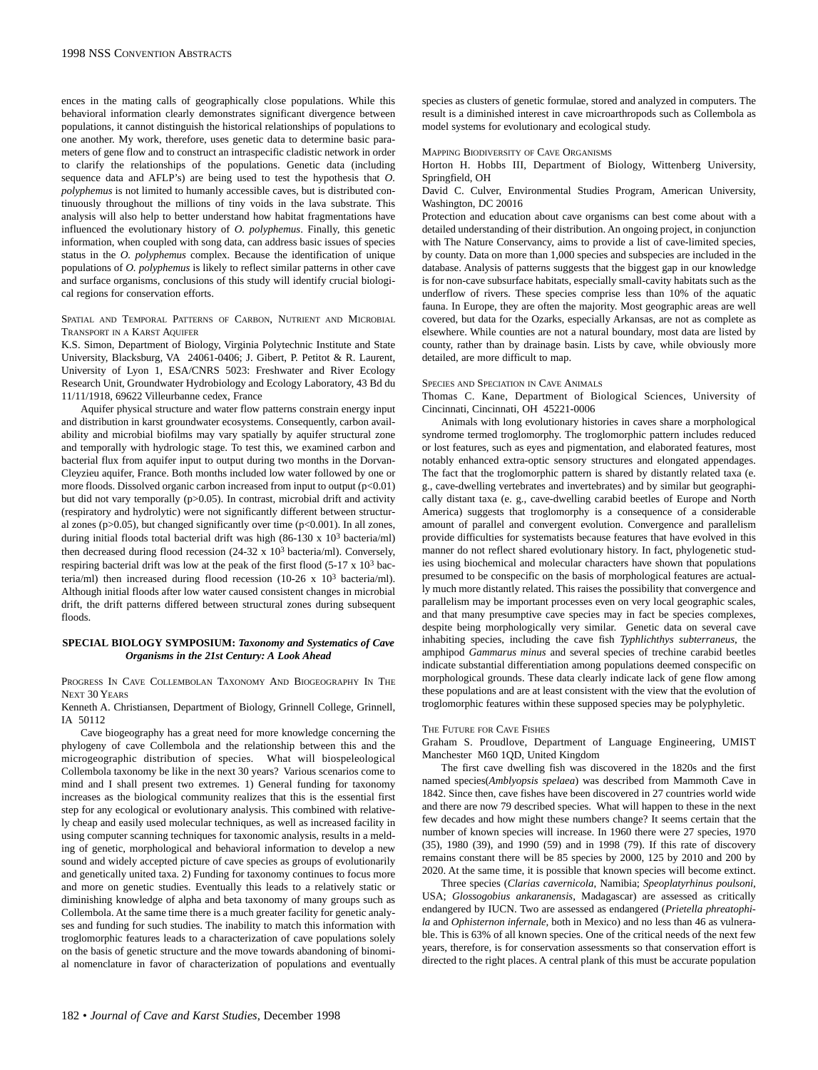ences in the mating calls of geographically close populations. While this behavioral information clearly demonstrates significant divergence between populations, it cannot distinguish the historical relationships of populations to one another. My work, therefore, uses genetic data to determine basic parameters of gene flow and to construct an intraspecific cladistic network in order to clarify the relationships of the populations. Genetic data (including sequence data and AFLP's) are being used to test the hypothesis that *O. polyphemus* is not limited to humanly accessible caves, but is distributed continuously throughout the millions of tiny voids in the lava substrate. This analysis will also help to better understand how habitat fragmentations have influenced the evolutionary history of *O. polyphemus*. Finally, this genetic information, when coupled with song data, can address basic issues of species status in the *O. polyphemus* complex. Because the identification of unique populations of *O. polyphemus* is likely to reflect similar patterns in other cave and surface organisms, conclusions of this study will identify crucial biological regions for conservation efforts.

### Spatial and Temporal Patterns of Carbon, Nutrient and Microbial Transport in a Karst Aquifer

K.S. Simon, Department of Biology, Virginia Polytechnic Institute and State University, Blacksburg, VA 24061-0406; J. Gibert, P. Petitot & R. Laurent, University of Lyon 1, ESA/CNRS 5023: Freshwater and River Ecology Research Unit, Groundwater Hydrobiology and Ecology Laboratory, 43 Bd du 11/11/1918, 69622 Villeurbanne cedex, France

Aquifer physical structure and water flow patterns constrain energy input and distribution in karst groundwater ecosystems. Consequently, carbon availability and microbial biofilms may vary spatially by aquifer structural zone and temporally with hydrologic stage. To test this, we examined carbon and bacterial flux from aquifer input to output during two months in the Dorvan-Cleyzieu aquifer, France. Both months included low water followed by one or more floods. Dissolved organic carbon increased from input to output ($p<0.01$) but did not vary temporally ($p>0.05$). In contrast, microbial drift and activity (respiratory and hydrolytic) were not significantly different between structural zones ($p>0.05$), but changed significantly over time ($p<0.001$). In all zones, during initial floods total bacterial drift was high (86-130 x $10^3$ bacteria/ml) then decreased during flood recession (24-32 x $10^3$ bacteria/ml). Conversely, respiring bacterial drift was low at the peak of the first flood (5-17 x $10^3$ bacteria/ml) then increased during flood recession (10-26 x $10^3$ bacteria/ml). Although initial floods after low water caused consistent changes in microbial drift, the drift patterns differed between structural zones during subsequent floods.

## SPECIAL BIOLOGY SYMPOSIUM: *Taxonomy and Systematics of Cave Organisms in the 21st Century: A Look Ahead*

### Progress In Cave Collembolan Taxonomy And Biogeography In The Next 30 Years

Kenneth A. Christiansen, Department of Biology, Grinnell College, Grinnell, IA 50112

Cave biogeography has a great need for more knowledge concerning the phylogeny of cave Collembola and the relationship between this and the microgeographic distribution of species. What will biospeleological Collembola taxonomy be like in the next 30 years? Various scenarios come to mind and I shall present two extremes. 1) General funding for taxonomy increases as the biological community realizes that this is the essential first step for any ecological or evolutionary analysis. This combined with relatively cheap and easily used molecular techniques, as well as increased facility in using computer scanning techniques for taxonomic analysis, results in a melding of genetic, morphological and behavioral information to develop a new sound and widely accepted picture of cave species as groups of evolutionarily and genetically united taxa. 2) Funding for taxonomy continues to focus more and more on genetic studies. Eventually this leads to a relatively static or diminishing knowledge of alpha and beta taxonomy of many groups such as Collembola. At the same time there is a much greater facility for genetic analyses and funding for such studies. The inability to match this information with troglomorphic features leads to a characterization of cave populations solely on the basis of genetic structure and the move towards abandoning of binomial nomenclature in favor of characterization of populations and eventually species as clusters of genetic formulae, stored and analyzed in computers. The result is a diminished interest in cave microarthropods such as Collembola as model systems for evolutionary and ecological study.

### Mapping Biodiversity of Cave Organisms

Horton H. Hobbs III, Department of Biology, Wittenberg University, Springfield, OH

David C. Culver, Environmental Studies Program, American University, Washington, DC 20016

Protection and education about cave organisms can best come about with a detailed understanding of their distribution. An ongoing project, in conjunction with The Nature Conservancy, aims to provide a list of cave-limited species, by county. Data on more than 1,000 species and subspecies are included in the database. Analysis of patterns suggests that the biggest gap in our knowledge is for non-cave subsurface habitats, especially small-cavity habitats such as the underflow of rivers. These species comprise less than 10% of the aquatic fauna. In Europe, they are often the majority. Most geographic areas are well covered, but data for the Ozarks, especially Arkansas, are not as complete as elsewhere. While counties are not a natural boundary, most data are listed by county, rather than by drainage basin. Lists by cave, while obviously more detailed, are more difficult to map.

### Species and Speciation in Cave Animals

Thomas C. Kane, Department of Biological Sciences, University of Cincinnati, Cincinnati, OH 45221-0006

Animals with long evolutionary histories in caves share a morphological syndrome termed troglomorphy. The troglomorphic pattern includes reduced or lost features, such as eyes and pigmentation, and elaborated features, most notably enhanced extra-optic sensory structures and elongated appendages. The fact that the troglomorphic pattern is shared by distantly related taxa (e. g., cave-dwelling vertebrates and invertebrates) and by similar but geographically distant taxa (e. g., cave-dwelling carabid beetles of Europe and North America) suggests that troglomorphy is a consequence of a considerable amount of parallel and convergent evolution. Convergence and parallelism provide difficulties for systematists because features that have evolved in this manner do not reflect shared evolutionary history. In fact, phylogenetic studies using biochemical and molecular characters have shown that populations presumed to be conspecific on the basis of morphological features are actually much more distantly related. This raises the possibility that convergence and parallelism may be important processes even on very local geographic scales, and that many presumptive cave species may in fact be species complexes, despite being morphologically very similar. Genetic data on several cave inhabiting species, including the cave fish *Typhlichthys subterraneus*, the amphipod *Gammarus minus* and several species of trechine carabid beetles indicate substantial differentiation among populations deemed conspecific on morphological grounds. These data clearly indicate lack of gene flow among these populations and are at least consistent with the view that the evolution of troglomorphic features within these supposed species may be polyphyletic.

### The Future for Cave Fishes

Graham S. Proudlove, Department of Language Engineering, UMIST Manchester M60 1QD, United Kingdom

The first cave dwelling fish was discovered in the 1820s and the first named species(*Amblyopsis spelaea*) was described from Mammoth Cave in 1842. Since then, cave fishes have been discovered in 27 countries world wide and there are now 79 described species. What will happen to these in the next few decades and how might these numbers change? It seems certain that the number of known species will increase. In 1960 there were 27 species, 1970 (35), 1980 (39), and 1990 (59) and in 1998 (79). If this rate of discovery remains constant there will be 85 species by 2000, 125 by 2010 and 200 by 2020. At the same time, it is possible that known species will become extinct.

Three species (*Clarias cavernicola*, Namibia; *Speoplatyrhinus poulsoni*, USA; *Glossogobius ankaranensis*, Madagascar) are assessed as critically endangered by IUCN. Two are assessed as endangered (*Prietella phreatophila* and *Ophisternon infernale*, both in Mexico) and no less than 46 as vulnerable. This is 63% of all known species. One of the critical needs of the next few years, therefore, is for conservation assessments so that conservation effort is directed to the right places. A central plank of this must be accurate population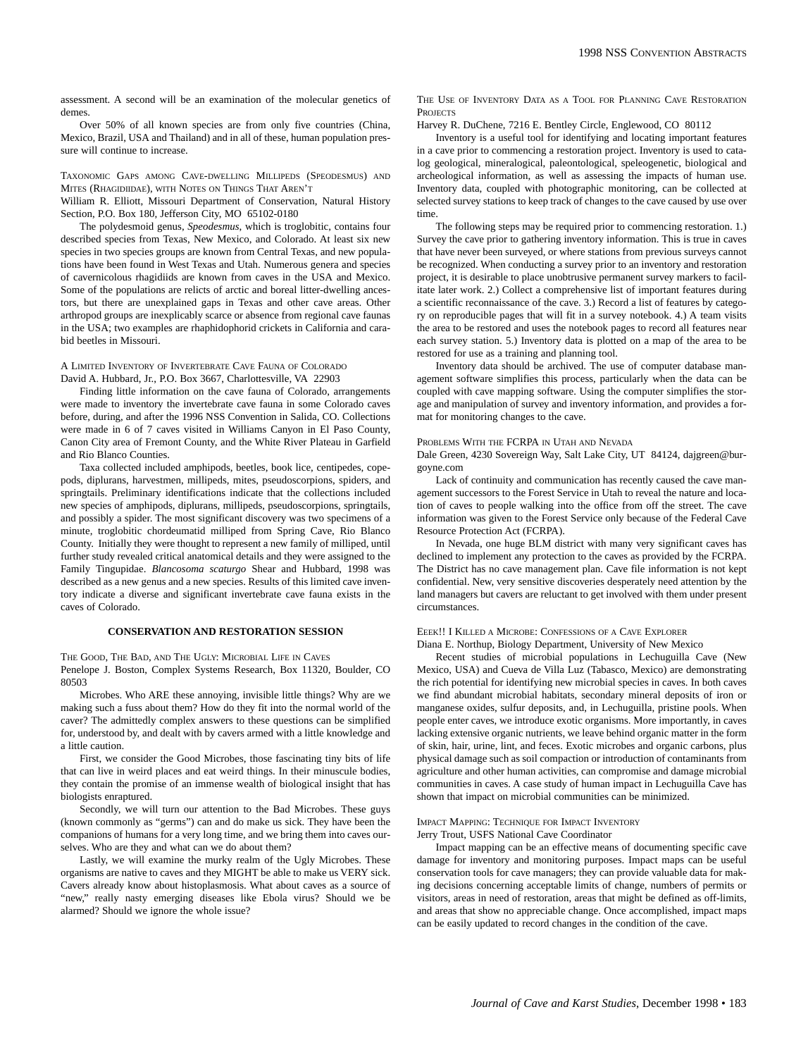assessment. A second will be an examination of the molecular genetics of demes.

Over 50% of all known species are from only five countries (China, Mexico, Brazil, USA and Thailand) and in all of these, human population pressure will continue to increase.

TAXONOMIC GAPS AMONG CAVE-DWELLING MILLIPEDS (SPEODESMUS) AND MITES (RHAGIDIIDAE), WITH NOTES ON THINGS THAT AREN'T

William R. Elliott, Missouri Department of Conservation, Natural History Section, P.O. Box 180, Jefferson City, MO 65102-0180

The polydesmoid genus, *Speodesmus*, which is troglobitic, contains four described species from Texas, New Mexico, and Colorado. At least six new species in two species groups are known from Central Texas, and new populations have been found in West Texas and Utah. Numerous genera and species of cavernicolous rhagidiids are known from caves in the USA and Mexico. Some of the populations are relicts of arctic and boreal litter-dwelling ancestors, but there are unexplained gaps in Texas and other cave areas. Other arthropod groups are inexplicably scarce or absence from regional cave faunas in the USA; two examples are rhaphidophorid crickets in California and carabid beetles in Missouri.

A LIMITED INVENTORY OF INVERTEBRATE CAVE FAUNA OF COLORADO

David A. Hubbard, Jr., P.O. Box 3667, Charlottesville, VA 22903

Finding little information on the cave fauna of Colorado, arrangements were made to inventory the invertebrate cave fauna in some Colorado caves before, during, and after the 1996 NSS Convention in Salida, CO. Collections were made in 6 of 7 caves visited in Williams Canyon in El Paso County, Canon City area of Fremont County, and the White River Plateau in Garfield and Rio Blanco Counties.

Taxa collected included amphipods, beetles, book lice, centipedes, copepods, diplurans, harvestmen, millipeds, mites, pseudoscorpions, spiders, and springtails. Preliminary identifications indicate that the collections included new species of amphipods, diplurans, millipeds, pseudoscorpions, springtails, and possibly a spider. The most significant discovery was two specimens of a minute, troglobitic chordeumatid milliped from Spring Cave, Rio Blanco County. Initially they were thought to represent a new family of milliped, until further study revealed critical anatomical details and they were assigned to the Family Tingupidae. *Blancosoma scaturgo* Shear and Hubbard, 1998 was described as a new genus and a new species. Results of this limited cave inventory indicate a diverse and significant invertebrate cave fauna exists in the caves of Colorado.

## CONSERVATION AND RESTORATION SESSION

THE GOOD, THE BAD, AND THE UGLY: MICROBIAL LIFE IN CAVES

Penelope J. Boston, Complex Systems Research, Box 11320, Boulder, CO 80503

Microbes. Who ARE these annoying, invisible little things? Why are we making such a fuss about them? How do they fit into the normal world of the caver? The admittedly complex answers to these questions can be simplified for, understood by, and dealt with by cavers armed with a little knowledge and a little caution.

First, we consider the Good Microbes, those fascinating tiny bits of life that can live in weird places and eat weird things. In their minuscule bodies, they contain the promise of an immense wealth of biological insight that has biologists enraptured.

Secondly, we will turn our attention to the Bad Microbes. These guys (known commonly as "germs") can and do make us sick. They have been the companions of humans for a very long time, and we bring them into caves ourselves. Who are they and what can we do about them?

Lastly, we will examine the murky realm of the Ugly Microbes. These organisms are native to caves and they MIGHT be able to make us VERY sick. Cavers already know about histoplasmosis. What about caves as a source of "new," really nasty emerging diseases like Ebola virus? Should we be alarmed? Should we ignore the whole issue?

THE USE OF INVENTORY DATA AS A TOOL FOR PLANNING CAVE RESTORATION PROJECTS

Harvey R. DuChene, 7216 E. Bentley Circle, Englewood, CO 80112

Inventory is a useful tool for identifying and locating important features in a cave prior to commencing a restoration project. Inventory is used to catalog geological, mineralogical, paleontological, speleogenetic, biological and archeological information, as well as assessing the impacts of human use. Inventory data, coupled with photographic monitoring, can be collected at selected survey stations to keep track of changes to the cave caused by use over time.

The following steps may be required prior to commencing restoration. 1.) Survey the cave prior to gathering inventory information. This is true in caves that have never been surveyed, or where stations from previous surveys cannot be recognized. When conducting a survey prior to an inventory and restoration project, it is desirable to place unobtrusive permanent survey markers to facilitate later work. 2.) Collect a comprehensive list of important features during a scientific reconnaissance of the cave. 3.) Record a list of features by category on reproducible pages that will fit in a survey notebook. 4.) A team visits the area to be restored and uses the notebook pages to record all features near each survey station. 5.) Inventory data is plotted on a map of the area to be restored for use as a training and planning tool.

Inventory data should be archived. The use of computer database management software simplifies this process, particularly when the data can be coupled with cave mapping software. Using the computer simplifies the storage and manipulation of survey and inventory information, and provides a format for monitoring changes to the cave.

PROBLEMS WITH THE FCRPA IN UTAH AND NEVADA

Dale Green, 4230 Sovereign Way, Salt Lake City, UT 84124, dajgreen@burgoyne.com

Lack of continuity and communication has recently caused the cave management successors to the Forest Service in Utah to reveal the nature and location of caves to people walking into the office from off the street. The cave information was given to the Forest Service only because of the Federal Cave Resource Protection Act (FCRPA).

In Nevada, one huge BLM district with many very significant caves has declined to implement any protection to the caves as provided by the FCRPA. The District has no cave management plan. Cave file information is not kept confidential. New, very sensitive discoveries desperately need attention by the land managers but cavers are reluctant to get involved with them under present circumstances.

EEEK!! I KILLED A MICROBE: CONFESSIONS OF A CAVE EXPLORER

Diana E. Northup, Biology Department, University of New Mexico

Recent studies of microbial populations in Lechuguilla Cave (New Mexico, USA) and Cueva de Villa Luz (Tabasco, Mexico) are demonstrating the rich potential for identifying new microbial species in caves. In both caves we find abundant microbial habitats, secondary mineral deposits of iron or manganese oxides, sulfur deposits, and, in Lechuguilla, pristine pools. When people enter caves, we introduce exotic organisms. More importantly, in caves lacking extensive organic nutrients, we leave behind organic matter in the form of skin, hair, urine, lint, and feces. Exotic microbes and organic carbons, plus physical damage such as soil compaction or introduction of contaminants from agriculture and other human activities, can compromise and damage microbial communities in caves. A case study of human impact in Lechuguilla Cave has shown that impact on microbial communities can be minimized.

IMPACT MAPPING: TECHNIQUE FOR IMPACT INVENTORY

Jerry Trout, USFS National Cave Coordinator

Impact mapping can be an effective means of documenting specific cave damage for inventory and monitoring purposes. Impact maps can be useful conservation tools for cave managers; they can provide valuable data for making decisions concerning acceptable limits of change, numbers of permits or visitors, areas in need of restoration, areas that might be defined as off-limits, and areas that show no appreciable change. Once accomplished, impact maps can be easily updated to record changes in the condition of the cave.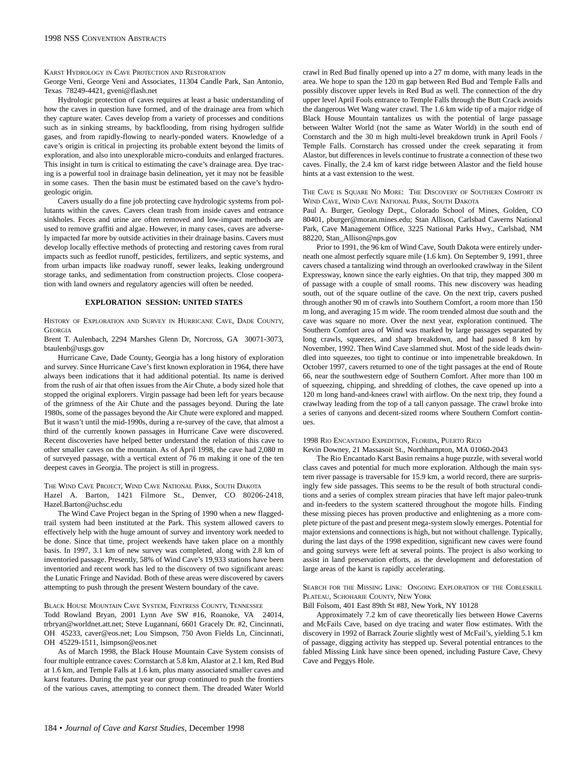### Karst Hydrology in Cave Protection and Restoration

George Veni, George Veni and Associates, 11304 Candle Park, San Antonio, Texas 78249-4421, gveni@flash.net

Hydrologic protection of caves requires at least a basic understanding of how the caves in question have formed, and of the drainage area from which they capture water. Caves develop from a variety of processes and conditions such as in sinking streams, by backflooding, from rising hydrogen sulfide gases, and from rapidly-flowing to nearly-ponded waters. Knowledge of a cave's origin is critical in projecting its probable extent beyond the limits of exploration, and also into unexplorable micro-conduits and enlarged fractures. This insight in turn is critical to estimating the cave's drainage area. Dye tracing is a powerful tool in drainage basin delineation, yet it may not be feasible in some cases. Then the basin must be estimated based on the cave's hydrogeologic origin.

Cavers usually do a fine job protecting cave hydrologic systems from pollutants within the caves. Cavers clean trash from inside caves and entrance sinkholes. Feces and urine are often removed and low-impact methods are used to remove graffiti and algae. However, in many cases, caves are adversely impacted far more by outside activities in their drainage basins. Cavers must develop locally effective methods of protecting and restoring caves from rural impacts such as feedlot runoff, pesticides, fertilizers, and septic systems, and from urban impacts like roadway runoff, sewer leaks, leaking underground storage tanks, and sedimentation from construction projects. Close cooperation with land owners and regulatory agencies will often be needed.

## EXPLORATION SESSION: UNITED STATES

### History of Exploration and Survey in Hurricane Cave, Dade County, Georgia

Brent T. Aulenbach, 2294 Marshes Glenn Dr, Norcross, GA 30071-3073, btaulenb@usgs.gov

Hurricane Cave, Dade County, Georgia has a long history of exploration and survey. Since Hurricane Cave's first known exploration in 1964, there have always been indications that it had additional potential. Its name is derived from the rush of air that often issues from the Air Chute, a body sized hole that stopped the original explorers. Virgin passage had been left for years because of the grimness of the Air Chute and the passages beyond. During the late 1980s, some of the passages beyond the Air Chute were explored and mapped. But it wasn't until the mid-1990s, during a re-survey of the cave, that almost a third of the currently known passages in Hurricane Cave were discovered. Recent discoveries have helped better understand the relation of this cave to other smaller caves on the mountain. As of April 1998, the cave had 2,080 m of surveyed passage, with a vertical extent of 76 m making it one of the ten deepest caves in Georgia. The project is still in progress.

### The Wind Cave Project, Wind Cave National Park, South Dakota

Hazel A. Barton, 1421 Filmore St., Denver, CO 80206-2418, Hazel.Barton@uchsc.edu

The Wind Cave Project began in the Spring of 1990 when a new flagged-trail system had been instituted at the Park. This system allowed cavers to effectively help with the huge amount of survey and inventory work needed to be done. Since that time, project weekends have taken place on a monthly basis. In 1997, 3.1 km of new survey was completed, along with 2.8 km of inventoried passage. Presently, 58% of Wind Cave's 19,933 stations have been inventoried and recent work has led to the discovery of two significant areas: the Lunatic Fringe and Navidad. Both of these areas were discovered by cavers attempting to push through the present Western boundary of the cave.

### Black House Mountain Cave System, Fentress County, Tennessee

Todd Rowland Bryan, 2001 Lynn Ave SW #16, Roanoke, VA 24014, trbryan@worldnet.att.net; Steve Lugannani, 6601 Gracely Dr. #2, Cincinnati, OH 45233, caver@eos.net; Lou Simpson, 750 Avon Fields Ln, Cincinnati, OH 45229-1511, lsimpson@eos.net

As of March 1998, the Black House Mountain Cave System consists of four multiple entrance caves: Cornstarch at 5.8 km, Alastor at 2.1 km, Red Bud at 1.6 km, and Temple Falls at 1.6 km, plus many associated smaller caves and karst features. During the past year our group continued to push the frontiers of the various caves, attempting to connect them. The dreaded Water World crawl in Red Bud finally opened up into a 27 m dome, with many leads in the area. We hope to span the 120 m gap between Red Bud and Temple Falls and possibly discover upper levels in Red Bud as well. The connection of the dry upper level April Fools entrance to Temple Falls through the Butt Crack avoids the dangerous Wet Wang water crawl. The 1.6 km wide tip of a major ridge of Black House Mountain tantalizes us with the potential of large passage between Walter World (not the same as Water World) in the south end of Cornstarch and the 30 m high multi-level breakdown trunk in April Fools / Temple Falls. Cornstarch has crossed under the creek separating it from Alastor, but differences in levels continue to frustrate a connection of these two caves. Finally, the 2.4 km of karst ridge between Alastor and the field house hints at a vast extension to the west.

### The Cave is Square No More: The Discovery of Southern Comfort in Wind Cave, Wind Cave National Park, South Dakota

Paul A. Burger, Geology Dept., Colorado School of Mines, Golden, CO 80401, pburger@moran.mines.edu; Stan Allison, Carlsbad Caverns National Park, Cave Management Office, 3225 National Parks Hwy., Carlsbad, NM 88220, Stan_Allison@nps.gov

Prior to 1991, the 96 km of Wind Cave, South Dakota were entirely underneath one almost perfectly square mile (1.6 km). On September 9, 1991, three cavers chased a tantalizing wind through an overlooked crawlway in the Silent Expressway, known since the early eighties. On that trip, they mapped 300 m of passage with a couple of small rooms. This new discovery was heading south, out of the square outline of the cave. On the next trip, cavers pushed through another 90 m of crawls into Southern Comfort, a room more than 150 m long, and averaging 15 m wide. The room trended almost due south and the cave was square no more. Over the next year, exploration continued. The Southern Comfort area of Wind was marked by large passages separated by long crawls, squeezes, and sharp breakdown, and had passed 8 km by November, 1992. Then Wind Cave slammed shut. Most of the side leads dwindled into squeezes, too tight to continue or into impenetrable breakdown. In October 1997, cavers returned to one of the tight passages at the end of Route 66, near the southwestern edge of Southern Comfort. After more than 100 m of squeezing, chipping, and shredding of clothes, the cave opened up into a 120 m long hand-and-knees crawl with airflow. On the next trip, they found a crawlway leading from the top of a tall canyon passage. The crawl broke into a series of canyons and decent-sized rooms where Southern Comfort continues.

### 1998 Rio Encantado Expedition, Florida, Puerto Rico

Kevin Downey, 21 Massasoit St., Northhampton, MA 01060-2043

The Rio Encantado Karst Basin remains a huge puzzle, with several world class caves and potential for much more exploration. Although the main system river passage is traversable for 15.9 km, a world record, there are surprisingly few side passages. This seems to be the result of both structural conditions and a series of complex stream piracies that have left major paleo-trunk and in-feeders to the system scattered throughout the mogote hills. Finding these missing pieces has proven productive and enlightening as a more complete picture of the past and present mega-system slowly emerges. Potential for major extensions and connections is high, but not without challenge. Typically, during the last days of the 1998 expedition, significant new caves were found and going surveys were left at several points. The project is also working to assist in land preservation efforts, as the development and deforestation of large areas of the karst is rapidly accelerating.

### Search for the Missing Link: Ongoing Exploration of the Cobleskill Plateau, Schoharie County, New York

Bill Folsom, 401 East 89th St #8J, New York, NY 10128

Approximately 7.2 km of cave theoretically lies between Howe Caverns and McFails Cave, based on dye tracing and water flow estimates. With the discovery in 1992 of Barrack Zourie slightly west of McFail's, yielding 5.1 km of passage, digging activity has stepped up. Several potential entrances to the fabled Missing Link have since been opened, including Pasture Cave, Chevy Cave and Peggys Hole.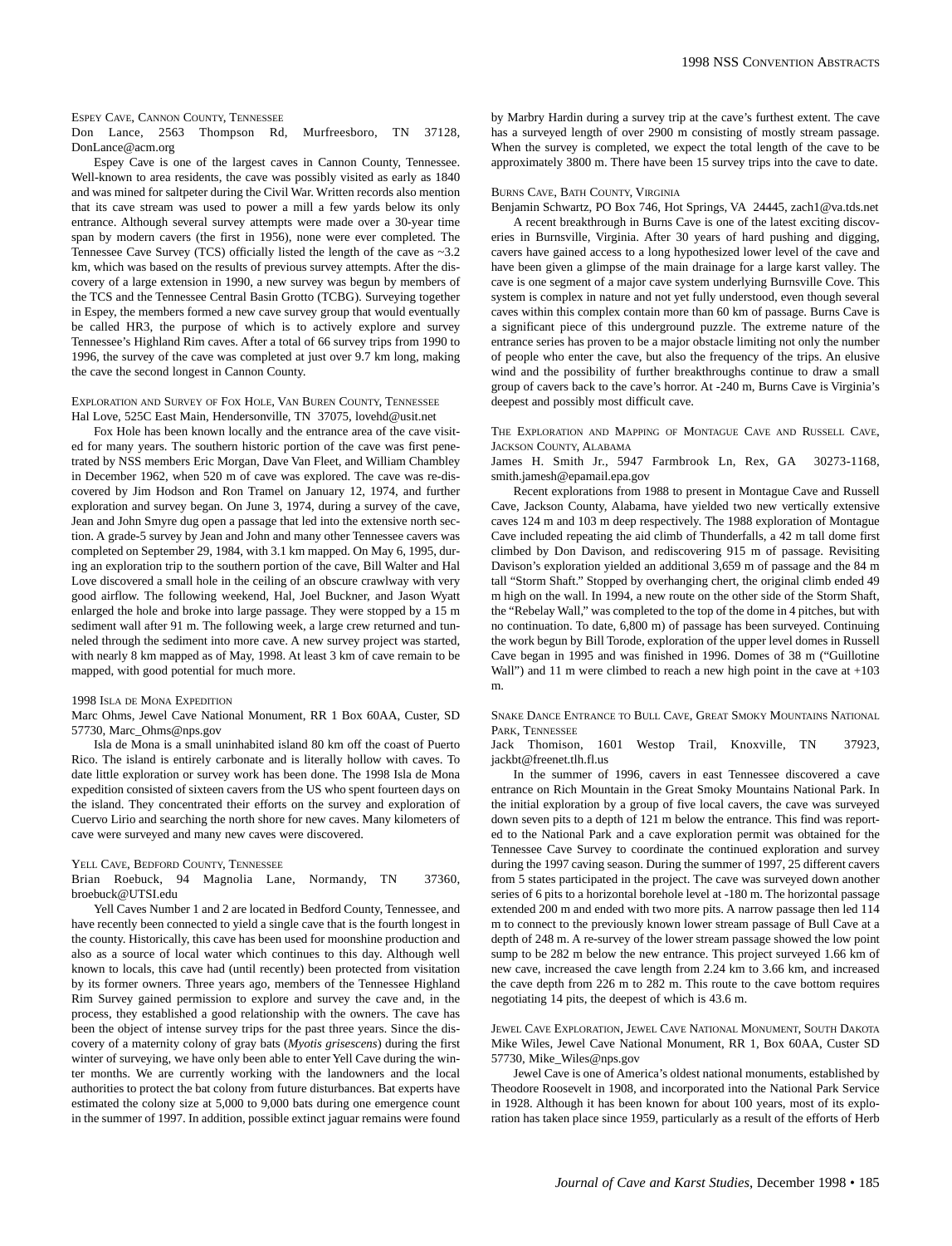### Espey Cave, Cannon County, Tennessee

Don Lance, 2563 Thompson Rd, Murfreesboro, TN 37128, DonLance@acm.org

Espey Cave is one of the largest caves in Cannon County, Tennessee. Well-known to area residents, the cave was possibly visited as early as 1840 and was mined for saltpeter during the Civil War. Written records also mention that its cave stream was used to power a mill a few yards below its only entrance. Although several survey attempts were made over a 30-year time span by modern cavers (the first in 1956), none were ever completed. The Tennessee Cave Survey (TCS) officially listed the length of the cave as ~3.2 km, which was based on the results of previous survey attempts. After the discovery of a large extension in 1990, a new survey was begun by members of the TCS and the Tennessee Central Basin Grotto (TCBG). Surveying together in Espey, the members formed a new cave survey group that would eventually be called HR3, the purpose of which is to actively explore and survey Tennessee's Highland Rim caves. After a total of 66 survey trips from 1990 to 1996, the survey of the cave was completed at just over 9.7 km long, making the cave the second longest in Cannon County.

### Exploration and Survey of Fox Hole, Van Buren County, Tennessee

Hal Love, 525C East Main, Hendersonville, TN 37075, lovehd@usit.net

Fox Hole has been known locally and the entrance area of the cave visited for many years. The southern historic portion of the cave was first penetrated by NSS members Eric Morgan, Dave Van Fleet, and William Chambley in December 1962, when 520 m of cave was explored. The cave was re-discovered by Jim Hodson and Ron Tramel on January 12, 1974, and further exploration and survey began. On June 3, 1974, during a survey of the cave, Jean and John Smyre dug open a passage that led into the extensive north section. A grade-5 survey by Jean and John and many other Tennessee cavers was completed on September 29, 1984, with 3.1 km mapped. On May 6, 1995, during an exploration trip to the southern portion of the cave, Bill Walter and Hal Love discovered a small hole in the ceiling of an obscure crawlway with very good airflow. The following weekend, Hal, Joel Buckner, and Jason Wyatt enlarged the hole and broke into large passage. They were stopped by a 15 m sediment wall after 91 m. The following week, a large crew returned and tunneled through the sediment into more cave. A new survey project was started, with nearly 8 km mapped as of May, 1998. At least 3 km of cave remain to be mapped, with good potential for much more.

### 1998 Isla de Mona Expedition

Marc Ohms, Jewel Cave National Monument, RR 1 Box 60AA, Custer, SD 57730, Marc_Ohms@nps.gov

Isla de Mona is a small uninhabited island 80 km off the coast of Puerto Rico. The island is entirely carbonate and is literally hollow with caves. To date little exploration or survey work has been done. The 1998 Isla de Mona expedition consisted of sixteen cavers from the US who spent fourteen days on the island. They concentrated their efforts on the survey and exploration of Cuervo Lirio and searching the north shore for new caves. Many kilometers of cave were surveyed and many new caves were discovered.

### Yell Cave, Bedford County, Tennessee

Brian Roebuck, 94 Magnolia Lane, Normandy, TN 37360, broebuck@UTSI.edu

Yell Caves Number 1 and 2 are located in Bedford County, Tennessee, and have recently been connected to yield a single cave that is the fourth longest in the county. Historically, this cave has been used for moonshine production and also as a source of local water which continues to this day. Although well known to locals, this cave had (until recently) been protected from visitation by its former owners. Three years ago, members of the Tennessee Highland Rim Survey gained permission to explore and survey the cave and, in the process, they established a good relationship with the owners. The cave has been the object of intense survey trips for the past three years. Since the discovery of a maternity colony of gray bats (*Myotis grisescens*) during the first winter of surveying, we have only been able to enter Yell Cave during the winter months. We are currently working with the landowners and the local authorities to protect the bat colony from future disturbances. Bat experts have estimated the colony size at 5,000 to 9,000 bats during one emergence count in the summer of 1997. In addition, possible extinct jaguar remains were found by Marbry Hardin during a survey trip at the cave's furthest extent. The cave has a surveyed length of over 2900 m consisting of mostly stream passage. When the survey is completed, we expect the total length of the cave to be approximately 3800 m. There have been 15 survey trips into the cave to date.

### Burns Cave, Bath County, Virginia

Benjamin Schwartz, PO Box 746, Hot Springs, VA 24445, zach1@va.tds.net

A recent breakthrough in Burns Cave is one of the latest exciting discoveries in Burnsville, Virginia. After 30 years of hard pushing and digging, cavers have gained access to a long hypothesized lower level of the cave and have been given a glimpse of the main drainage for a large karst valley. The cave is one segment of a major cave system underlying Burnsville Cove. This system is complex in nature and not yet fully understood, even though several caves within this complex contain more than 60 km of passage. Burns Cave is a significant piece of this underground puzzle. The extreme nature of the entrance series has proven to be a major obstacle limiting not only the number of people who enter the cave, but also the frequency of the trips. An elusive wind and the possibility of further breakthroughs continue to draw a small group of cavers back to the cave's horror. At -240 m, Burns Cave is Virginia's deepest and possibly most difficult cave.

### The Exploration and Mapping of Montague Cave and Russell Cave, Jackson County, Alabama

James H. Smith Jr., 5947 Farmbrook Ln, Rex, GA 30273-1168, smith.jamesh@epamail.epa.gov

Recent explorations from 1988 to present in Montague Cave and Russell Cave, Jackson County, Alabama, have yielded two new vertically extensive caves 124 m and 103 m deep respectively. The 1988 exploration of Montague Cave included repeating the aid climb of Thunderfalls, a 42 m tall dome first climbed by Don Davison, and rediscovering 915 m of passage. Revisiting Davison's exploration yielded an additional 3,659 m of passage and the 84 m tall "Storm Shaft." Stopped by overhanging chert, the original climb ended 49 m high on the wall. In 1994, a new route on the other side of the Storm Shaft, the "Rebelay Wall," was completed to the top of the dome in 4 pitches, but with no continuation. To date, 6,800 m) of passage has been surveyed. Continuing the work begun by Bill Torode, exploration of the upper level domes in Russell Cave began in 1995 and was finished in 1996. Domes of 38 m ("Guillotine Wall") and 11 m were climbed to reach a new high point in the cave at +103 m.

### Snake Dance Entrance to Bull Cave, Great Smoky Mountains National Park, Tennessee

Jack Thomison, 1601 Westop Trail, Knoxville, TN 37923, jackbt@freenet.tlh.fl.us

In the summer of 1996, cavers in east Tennessee discovered a cave entrance on Rich Mountain in the Great Smoky Mountains National Park. In the initial exploration by a group of five local cavers, the cave was surveyed down seven pits to a depth of 121 m below the entrance. This find was reported to the National Park and a cave exploration permit was obtained for the Tennessee Cave Survey to coordinate the continued exploration and survey during the 1997 caving season. During the summer of 1997, 25 different cavers from 5 states participated in the project. The cave was surveyed down another series of 6 pits to a horizontal borehole level at -180 m. The horizontal passage extended 200 m and ended with two more pits. A narrow passage then led 114 m to connect to the previously known lower stream passage of Bull Cave at a depth of 248 m. A re-survey of the lower stream passage showed the low point sump to be 282 m below the new entrance. This project surveyed 1.66 km of new cave, increased the cave length from 2.24 km to 3.66 km, and increased the cave depth from 226 m to 282 m. This route to the cave bottom requires negotiating 14 pits, the deepest of which is 43.6 m.

### Jewel Cave Exploration, Jewel Cave National Monument, South Dakota

Mike Wiles, Jewel Cave National Monument, RR 1, Box 60AA, Custer SD 57730, Mike_Wiles@nps.gov

Jewel Cave is one of America's oldest national monuments, established by Theodore Roosevelt in 1908, and incorporated into the National Park Service in 1928. Although it has been known for about 100 years, most of its exploration has taken place since 1959, particularly as a result of the efforts of Herb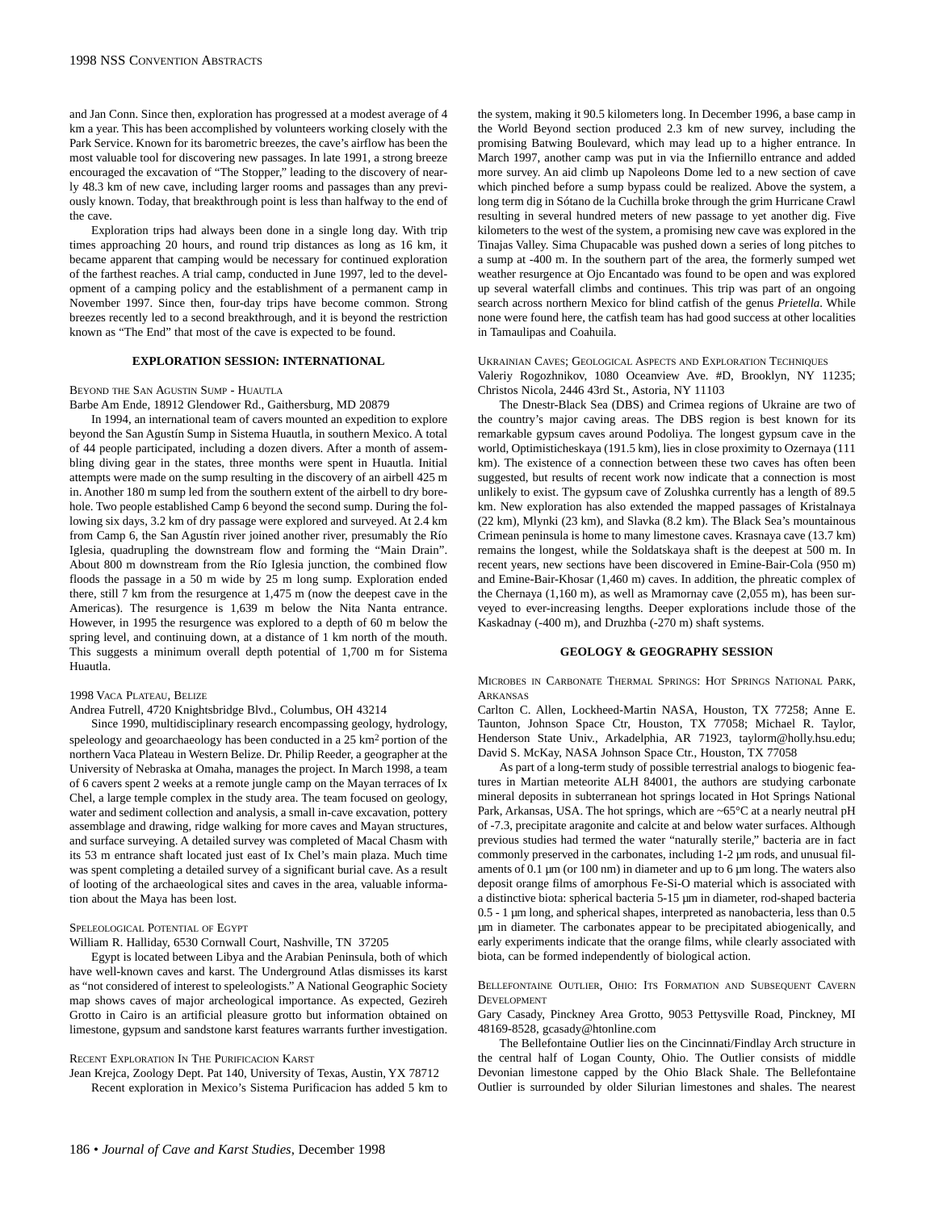and Jan Conn. Since then, exploration has progressed at a modest average of 4 km a year. This has been accomplished by volunteers working closely with the Park Service. Known for its barometric breezes, the cave's airflow has been the most valuable tool for discovering new passages. In late 1991, a strong breeze encouraged the excavation of "The Stopper," leading to the discovery of nearly 48.3 km of new cave, including larger rooms and passages than any previously known. Today, that breakthrough point is less than halfway to the end of the cave.

Exploration trips had always been done in a single long day. With trip times approaching 20 hours, and round trip distances as long as 16 km, it became apparent that camping would be necessary for continued exploration of the farthest reaches. A trial camp, conducted in June 1997, led to the development of a camping policy and the establishment of a permanent camp in November 1997. Since then, four-day trips have become common. Strong breezes recently led to a second breakthrough, and it is beyond the restriction known as "The End" that most of the cave is expected to be found.

## EXPLORATION SESSION: INTERNATIONAL

### Beyond the San Agustin Sump - Huautla

Barbe Am Ende, 18912 Glendower Rd., Gaithersburg, MD 20879

In 1994, an international team of cavers mounted an expedition to explore beyond the San Agustín Sump in Sistema Huautla, in southern Mexico. A total of 44 people participated, including a dozen divers. After a month of assembling diving gear in the states, three months were spent in Huautla. Initial attempts were made on the sump resulting in the discovery of an airbell 425 m in. Another 180 m sump led from the southern extent of the airbell to dry borehole. Two people established Camp 6 beyond the second sump. During the following six days, 3.2 km of dry passage were explored and surveyed. At 2.4 km from Camp 6, the San Agustín river joined another river, presumably the Río Iglesia, quadrupling the downstream flow and forming the "Main Drain". About 800 m downstream from the Río Iglesia junction, the combined flow floods the passage in a 50 m wide by 25 m long sump. Exploration ended there, still 7 km from the resurgence at 1,475 m (now the deepest cave in the Americas). The resurgence is 1,639 m below the Nita Nanta entrance. However, in 1995 the resurgence was explored to a depth of 60 m below the spring level, and continuing down, at a distance of 1 km north of the mouth. This suggests a minimum overall depth potential of 1,700 m for Sistema Huautla.

### 1998 Vaca Plateau, Belize

Andrea Futrell, 4720 Knightsbridge Blvd., Columbus, OH 43214

Since 1990, multidisciplinary research encompassing geology, hydrology, speleology and geoarchaeology has been conducted in a 25 km$^2$ portion of the northern Vaca Plateau in Western Belize. Dr. Philip Reeder, a geographer at the University of Nebraska at Omaha, manages the project. In March 1998, a team of 6 cavers spent 2 weeks at a remote jungle camp on the Mayan terraces of Ix Chel, a large temple complex in the study area. The team focused on geology, water and sediment collection and analysis, a small in-cave excavation, pottery assemblage and drawing, ridge walking for more caves and Mayan structures, and surface surveying. A detailed survey was completed of Macal Chasm with its 53 m entrance shaft located just east of Ix Chel's main plaza. Much time was spent completing a detailed survey of a significant burial cave. As a result of looting of the archaeological sites and caves in the area, valuable information about the Maya has been lost.

### Speleological Potential of Egypt

William R. Halliday, 6530 Cornwall Court, Nashville, TN 37205

Egypt is located between Libya and the Arabian Peninsula, both of which have well-known caves and karst. The Underground Atlas dismisses its karst as "not considered of interest to speleologists." A National Geographic Society map shows caves of major archeological importance. As expected, Gezireh Grotto in Cairo is an artificial pleasure grotto but information obtained on limestone, gypsum and sandstone karst features warrants further investigation.

### Recent Exploration In The Purificacion Karst

Jean Krejca, Zoology Dept. Pat 140, University of Texas, Austin, YX 78712

Recent exploration in Mexico's Sistema Purificacion has added 5 km to the system, making it 90.5 kilometers long. In December 1996, a base camp in the World Beyond section produced 2.3 km of new survey, including the promising Batwing Boulevard, which may lead up to a higher entrance. In March 1997, another camp was put in via the Infiernillo entrance and added more survey. An aid climb up Napoleons Dome led to a new section of cave which pinched before a sump bypass could be realized. Above the system, a long term dig in Sótano de la Cuchilla broke through the grim Hurricane Crawl resulting in several hundred meters of new passage to yet another dig. Five kilometers to the west of the system, a promising new cave was explored in the Tinajas Valley. Sima Chupacable was pushed down a series of long pitches to a sump at -400 m. In the southern part of the area, the formerly sumped wet weather resurgence at Ojo Encantado was found to be open and was explored up several waterfall climbs and continues. This trip was part of an ongoing search across northern Mexico for blind catfish of the genus *Prietella*. While none were found here, the catfish team has had good success at other localities in Tamaulipas and Coahuila.

### Ukrainian Caves; Geological Aspects and Exploration Techniques

Valeriy Rogozhnikov, 1080 Oceanview Ave. #D, Brooklyn, NY 11235; Christos Nicola, 2446 43rd St., Astoria, NY 11103

The Dnestr-Black Sea (DBS) and Crimea regions of Ukraine are two of the country's major caving areas. The DBS region is best known for its remarkable gypsum caves around Podoliya. The longest gypsum cave in the world, Optimisticheskaya (191.5 km), lies in close proximity to Ozernaya (111 km). The existence of a connection between these two caves has often been suggested, but results of recent work now indicate that a connection is most unlikely to exist. The gypsum cave of Zolushka currently has a length of 89.5 km. New exploration has also extended the mapped passages of Kristalnaya (22 km), Mlynki (23 km), and Slavka (8.2 km). The Black Sea's mountainous Crimean peninsula is home to many limestone caves. Krasnaya cave (13.7 km) remains the longest, while the Soldatskaya shaft is the deepest at 500 m. In recent years, new sections have been discovered in Emine-Bair-Cola (950 m) and Emine-Bair-Khosar (1,460 m) caves. In addition, the phreatic complex of the Chernaya (1,160 m), as well as Mramornay cave (2,055 m), has been surveyed to ever-increasing lengths. Deeper explorations include those of the Kaskadnay (-400 m), and Druzhba (-270 m) shaft systems.

## GEOLOGY & GEOGRAPHY SESSION

### Microbes in Carbonate Thermal Springs: Hot Springs National Park, Arkansas

Carlton C. Allen, Lockheed-Martin NASA, Houston, TX 77258; Anne E. Taunton, Johnson Space Ctr, Houston, TX 77058; Michael R. Taylor, Henderson State Univ., Arkadelphia, AR 71923, taylorm@holly.hsu.edu; David S. McKay, NASA Johnson Space Ctr., Houston, TX 77058

As part of a long-term study of possible terrestrial analogs to biogenic features in Martian meteorite ALH 84001, the authors are studying carbonate mineral deposits in subterranean hot springs located in Hot Springs National Park, Arkansas, USA. The hot springs, which are ~65°C at a nearly neutral pH of -7.3, precipitate aragonite and calcite at and below water surfaces. Although previous studies had termed the water "naturally sterile," bacteria are in fact commonly preserved in the carbonates, including 1-2 µm rods, and unusual filaments of 0.1 µm (or 100 nm) in diameter and up to 6 µm long. The waters also deposit orange films of amorphous Fe-Si-O material which is associated with a distinctive biota: spherical bacteria 5-15 µm in diameter, rod-shaped bacteria 0.5 - 1 µm long, and spherical shapes, interpreted as nanobacteria, less than 0.5 µm in diameter. The carbonates appear to be precipitated abiogenically, and early experiments indicate that the orange films, while clearly associated with biota, can be formed independently of biological action.

### Bellefontaine Outlier, Ohio: Its Formation and Subsequent Cavern Development

Gary Casady, Pinckney Area Grotto, 9053 Pettysville Road, Pinckney, MI 48169-8528, gcasady@htonline.com

The Bellefontaine Outlier lies on the Cincinnati/Findlay Arch structure in the central half of Logan County, Ohio. The Outlier consists of middle Devonian limestone capped by the Ohio Black Shale. The Bellefontaine Outlier is surrounded by older Silurian limestones and shales. The nearest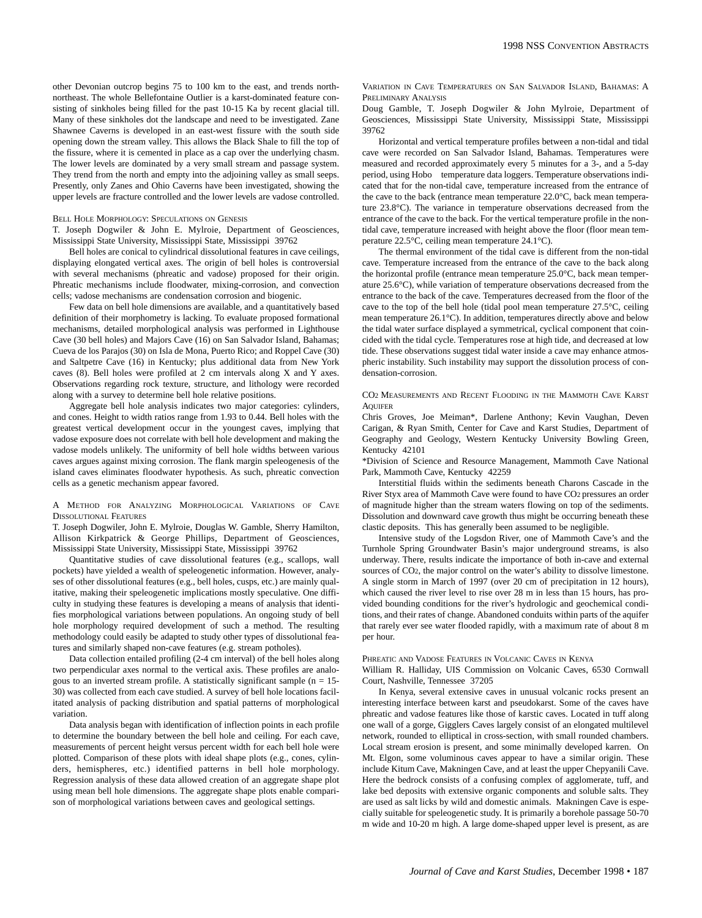other Devonian outcrop begins 75 to 100 km to the east, and trends north-northeast. The whole Bellefontaine Outlier is a karst-dominated feature consisting of sinkholes being filled for the past 10-15 Ka by recent glacial till. Many of these sinkholes dot the landscape and need to be investigated. Zane Shawnee Caverns is developed in an east-west fissure with the south side opening down the stream valley. This allows the Black Shale to fill the top of the fissure, where it is cemented in place as a cap over the underlying chasm. The lower levels are dominated by a very small stream and passage system. They trend from the north and empty into the adjoining valley as small seeps. Presently, only Zanes and Ohio Caverns have been investigated, showing the upper levels are fracture controlled and the lower levels are vadose controlled.

### Bell Hole Morphology: Speculations on Genesis

T. Joseph Dogwiler & John E. Mylroie, Department of Geosciences, Mississippi State University, Mississippi State, Mississippi 39762

Bell holes are conical to cylindrical dissolutional features in cave ceilings, displaying elongated vertical axes. The origin of bell holes is controversial with several mechanisms (phreatic and vadose) proposed for their origin. Phreatic mechanisms include floodwater, mixing-corrosion, and convection cells; vadose mechanisms are condensation corrosion and biogenic.

Few data on bell hole dimensions are available, and a quantitatively based definition of their morphometry is lacking. To evaluate proposed formational mechanisms, detailed morphological analysis was performed in Lighthouse Cave (30 bell holes) and Majors Cave (16) on San Salvador Island, Bahamas; Cueva de los Parajos (30) on Isla de Mona, Puerto Rico; and Roppel Cave (30) and Saltpetre Cave (16) in Kentucky; plus additional data from New York caves (8). Bell holes were profiled at 2 cm intervals along X and Y axes. Observations regarding rock texture, structure, and lithology were recorded along with a survey to determine bell hole relative positions.

Aggregate bell hole analysis indicates two major categories: cylinders, and cones. Height to width ratios range from 1.93 to 0.44. Bell holes with the greatest vertical development occur in the youngest caves, implying that vadose exposure does not correlate with bell hole development and making the vadose models unlikely. The uniformity of bell hole widths between various caves argues against mixing corrosion. The flank margin speleogenesis of the island caves eliminates floodwater hypothesis. As such, phreatic convection cells as a genetic mechanism appear favored.

### A Method for Analyzing Morphological Variations of Cave Dissolutional Features

T. Joseph Dogwiler, John E. Mylroie, Douglas W. Gamble, Sherry Hamilton, Allison Kirkpatrick & George Phillips, Department of Geosciences, Mississippi State University, Mississippi State, Mississippi 39762

Quantitative studies of cave dissolutional features (e.g., scallops, wall pockets) have yielded a wealth of speleogenetic information. However, analyses of other dissolutional features (e.g., bell holes, cusps, etc.) are mainly qualitative, making their speleogenetic implications mostly speculative. One difficulty in studying these features is developing a means of analysis that identifies morphological variations between populations. An ongoing study of bell hole morphology required development of such a method. The resulting methodology could easily be adapted to study other types of dissolutional features and similarly shaped non-cave features (e.g. stream potholes).

Data collection entailed profiling (2-4 cm interval) of the bell holes along two perpendicular axes normal to the vertical axis. These profiles are analogous to an inverted stream profile. A statistically significant sample ($n$ = 15-30) was collected from each cave studied. A survey of bell hole locations facilitated analysis of packing distribution and spatial patterns of morphological variation.

Data analysis began with identification of inflection points in each profile to determine the boundary between the bell hole and ceiling. For each cave, measurements of percent height versus percent width for each bell hole were plotted. Comparison of these plots with ideal shape plots (e.g., cones, cylinders, hemispheres, etc.) identified patterns in bell hole morphology. Regression analysis of these data allowed creation of an aggregate shape plot using mean bell hole dimensions. The aggregate shape plots enable comparison of morphological variations between caves and geological settings.

### Variation in Cave Temperatures on San Salvador Island, Bahamas: A Preliminary Analysis

Doug Gamble, T. Joseph Dogwiler & John Mylroie, Department of Geosciences, Mississippi State University, Mississippi State, Mississippi 39762

Horizontal and vertical temperature profiles between a non-tidal and tidal cave were recorded on San Salvador Island, Bahamas. Temperatures were measured and recorded approximately every 5 minutes for a 3-, and a 5-day period, using Hobo temperature data loggers. Temperature observations indicated that for the non-tidal cave, temperature increased from the entrance of the cave to the back (entrance mean temperature 22.0°C, back mean temperature 23.8°C). The variance in temperature observations decreased from the entrance of the cave to the back. For the vertical temperature profile in the non-tidal cave, temperature increased with height above the floor (floor mean temperature 22.5°C, ceiling mean temperature 24.1°C).

The thermal environment of the tidal cave is different from the non-tidal cave. Temperature increased from the entrance of the cave to the back along the horizontal profile (entrance mean temperature 25.0°C, back mean temperature 25.6°C), while variation of temperature observations decreased from the entrance to the back of the cave. Temperatures decreased from the floor of the cave to the top of the bell hole (tidal pool mean temperature 27.5°C, ceiling mean temperature 26.1°C). In addition, temperatures directly above and below the tidal water surface displayed a symmetrical, cyclical component that coincided with the tidal cycle. Temperatures rose at high tide, and decreased at low tide. These observations suggest tidal water inside a cave may enhance atmospheric instability. Such instability may support the dissolution process of condensation-corrosion.

### $CO_2$ Measurements and Recent Flooding in the Mammoth Cave Karst Aquifer

Chris Groves, Joe Meiman*, Darlene Anthony; Kevin Vaughan, Deven Carigan, & Ryan Smith, Center for Cave and Karst Studies, Department of Geography and Geology, Western Kentucky University Bowling Green, Kentucky 42101

*Division of Science and Resource Management, Mammoth Cave National Park, Mammoth Cave, Kentucky 42259

Interstitial fluids within the sediments beneath Charons Cascade in the River Styx area of Mammoth Cave were found to have $CO_2$ pressures an order of magnitude higher than the stream waters flowing on top of the sediments. Dissolution and downward cave growth thus might be occurring beneath these clastic deposits. This has generally been assumed to be negligible.

Intensive study of the Logsdon River, one of Mammoth Cave's and the Turnhole Spring Groundwater Basin's major underground streams, is also underway. There, results indicate the importance of both in-cave and external sources of $CO_2$, the major control on the water's ability to dissolve limestone. A single storm in March of 1997 (over 20 cm of precipitation in 12 hours), which caused the river level to rise over 28 m in less than 15 hours, has provided bounding conditions for the river's hydrologic and geochemical conditions, and their rates of change. Abandoned conduits within parts of the aquifer that rarely ever see water flooded rapidly, with a maximum rate of about 8 m per hour.

### Phreatic and Vadose Features in Volcanic Caves in Kenya

William R. Halliday, UIS Commission on Volcanic Caves, 6530 Cornwall Court, Nashville, Tennessee 37205

In Kenya, several extensive caves in unusual volcanic rocks present an interesting interface between karst and pseudokarst. Some of the caves have phreatic and vadose features like those of karstic caves. Located in tuff along one wall of a gorge, Gigglers Caves largely consist of an elongated multilevel network, rounded to elliptical in cross-section, with small rounded chambers. Local stream erosion is present, and some minimally developed karren. On Mt. Elgon, some voluminous caves appear to have a similar origin. These include Kitum Cave, Makningen Cave, and at least the upper Chepyanili Cave. Here the bedrock consists of a confusing complex of agglomerate, tuff, and lake bed deposits with extensive organic components and soluble salts. They are used as salt licks by wild and domestic animals. Makningen Cave is especially suitable for speleogenetic study. It is primarily a borehole passage 50-70 m wide and 10-20 m high. A large dome-shaped upper level is present, as are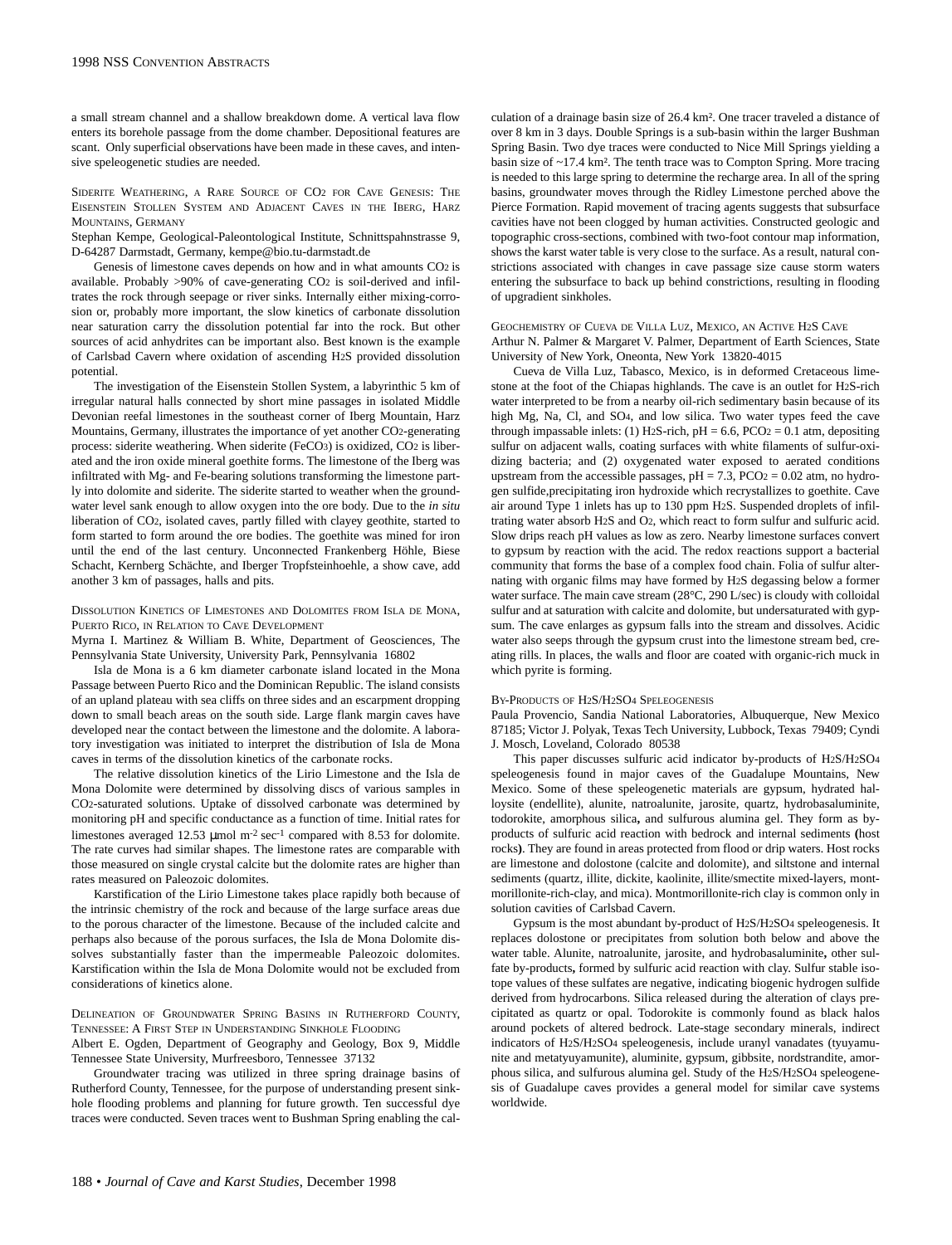a small stream channel and a shallow breakdown dome. A vertical lava flow enters its borehole passage from the dome chamber. Depositional features are scant. Only superficial observations have been made in these caves, and intensive speleogenetic studies are needed.

### Siderite Weathering, a Rare Source of $CO_2$ for Cave Genesis: The Eisenstein Stollen System and Adjacent Caves in the Iberg, Harz Mountains, Germany

Stephan Kempe, Geological-Paleontological Institute, Schnittspahnstrasse 9, D-64287 Darmstadt, Germany, kempe@bio.tu-darmstadt.de

Genesis of limestone caves depends on how and in what amounts $CO_2$ is available. Probably >90% of cave-generating $CO_2$ is soil-derived and infiltrates the rock through seepage or river sinks. Internally either mixing-corrosion or, probably more important, the slow kinetics of carbonate dissolution near saturation carry the dissolution potential far into the rock. But other sources of acid anhydrites can be important also. Best known is the example of Carlsbad Cavern where oxidation of ascending $H_2S$ provided dissolution potential.

The investigation of the Eisenstein Stollen System, a labyrinthic 5 km of irregular natural halls connected by short mine passages in isolated Middle Devonian reefal limestones in the southeast corner of Iberg Mountain, Harz Mountains, Germany, illustrates the importance of yet another $CO_2$-generating process: siderite weathering. When siderite ($FeCO_3$) is oxidized, $CO_2$ is liberated and the iron oxide mineral goethite forms. The limestone of the Iberg was infiltrated with Mg- and Fe-bearing solutions transforming the limestone partly into dolomite and siderite. The siderite started to weather when the groundwater level sank enough to allow oxygen into the ore body. Due to the *in situ* liberation of $CO_2$, isolated caves, partly filled with clayey goethite, started to form started to form around the ore bodies. The goethite was mined for iron until the end of the last century. Unconnected Frankenberg Höhle, Biese Schacht, Kernberg Schächte, and Iberger Tropfsteinhoehle, a show cave, add another 3 km of passages, halls and pits.

### Dissolution Kinetics of Limestones and Dolomites from Isla de Mona, Puerto Rico, in Relation to Cave Development

Myrna I. Martinez & William B. White, Department of Geosciences, The Pennsylvania State University, University Park, Pennsylvania 16802

Isla de Mona is a 6 km diameter carbonate island located in the Mona Passage between Puerto Rico and the Dominican Republic. The island consists of an upland plateau with sea cliffs on three sides and an escarpment dropping down to small beach areas on the south side. Large flank margin caves have developed near the contact between the limestone and the dolomite. A laboratory investigation was initiated to interpret the distribution of Isla de Mona caves in terms of the dissolution kinetics of the carbonate rocks.

The relative dissolution kinetics of the Lirio Limestone and the Isla de Mona Dolomite were determined by dissolving discs of various samples in $CO_2$-saturated solutions. Uptake of dissolved carbonate was determined by monitoring pH and specific conductance as a function of time. Initial rates for limestones averaged 12.53 $\mu$mol $m^{-2}$ $sec^{-1}$ compared with 8.53 for dolomite. The rate curves had similar shapes. The limestone rates are comparable with those measured on single crystal calcite but the dolomite rates are higher than rates measured on Paleozoic dolomites.

Karstification of the Lirio Limestone takes place rapidly both because of the intrinsic chemistry of the rock and because of the large surface areas due to the porous character of the limestone. Because of the included calcite and perhaps also because of the porous surfaces, the Isla de Mona Dolomite dissolves substantially faster than the impermeable Paleozoic dolomites. Karstification within the Isla de Mona Dolomite would not be excluded from considerations of kinetics alone.

### Delineation of Groundwater Spring Basins in Rutherford County, Tennessee: A First Step in Understanding Sinkhole Flooding

Albert E. Ogden, Department of Geography and Geology, Box 9, Middle Tennessee State University, Murfreesboro, Tennessee 37132

Groundwater tracing was utilized in three spring drainage basins of Rutherford County, Tennessee, for the purpose of understanding present sinkhole flooding problems and planning for future growth. Ten successful dye traces were conducted. Seven traces went to Bushman Spring enabling the calculation of a drainage basin size of 26.4 km². One tracer traveled a distance of over 8 km in 3 days. Double Springs is a sub-basin within the larger Bushman Spring Basin. Two dye traces were conducted to Nice Mill Springs yielding a basin size of ~17.4 km². The tenth trace was to Compton Spring. More tracing is needed to this large spring to determine the recharge area. In all of the spring basins, groundwater moves through the Ridley Limestone perched above the Pierce Formation. Rapid movement of tracing agents suggests that subsurface cavities have not been clogged by human activities. Constructed geologic and topographic cross-sections, combined with two-foot contour map information, shows the karst water table is very close to the surface. As a result, natural constrictions associated with changes in cave passage size cause storm waters entering the subsurface to back up behind constrictions, resulting in flooding of upgradient sinkholes.

### Geochemistry of Cueva de Villa Luz, Mexico, an Active $H_2S$ Cave

Arthur N. Palmer & Margaret V. Palmer, Department of Earth Sciences, State University of New York, Oneonta, New York 13820-4015

Cueva de Villa Luz, Tabasco, Mexico, is in deformed Cretaceous limestone at the foot of the Chiapas highlands. The cave is an outlet for $H_2S$-rich water interpreted to be from a nearby oil-rich sedimentary basin because of its high Mg, Na, Cl, and $SO_4$, and low silica. Two water types feed the cave through impassable inlets: (1) $H_2S$-rich, pH = 6.6, $PCO_2$ = 0.1 atm, depositing sulfur on adjacent walls, coating surfaces with white filaments of sulfur-oxidizing bacteria; and (2) oxygenated water exposed to aerated conditions upstream from the accessible passages, pH = 7.3, $PCO_2$ = 0.02 atm, no hydrogen sulfide,precipitating iron hydroxide which recrystallizes to goethite. Cave air around Type 1 inlets has up to 130 ppm $H_2S$. Suspended droplets of infiltrating water absorb $H_2S$ and $O_2$, which react to form sulfur and sulfuric acid. Slow drips reach pH values as low as zero. Nearby limestone surfaces convert to gypsum by reaction with the acid. The redox reactions support a bacterial community that forms the base of a complex food chain. Folia of sulfur alternating with organic films may have formed by $H_2S$ degassing below a former water surface. The main cave stream (28°C, 290 L/sec) is cloudy with colloidal sulfur and at saturation with calcite and dolomite, but undersaturated with gypsum. The cave enlarges as gypsum falls into the stream and dissolves. Acidic water also seeps through the gypsum crust into the limestone stream bed, creating rills. In places, the walls and floor are coated with organic-rich muck in which pyrite is forming.

### By-Products of $H_2S/H_2SO_4$ Speleogenesis

Paula Provencio, Sandia National Laboratories, Albuquerque, New Mexico 87185; Victor J. Polyak, Texas Tech University, Lubbock, Texas 79409; Cyndi J. Mosch, Loveland, Colorado 80538

This paper discusses sulfuric acid indicator by-products of $H_2S/H_2SO_4$ speleogenesis found in major caves of the Guadalupe Mountains, New Mexico. Some of these speleogenetic materials are gypsum, hydrated halloysite (endellite), alunite, natroalunite, jarosite, quartz, hydrobasaluminite, todorokite, amorphous silica**,** and sulfurous alumina gel. They form as by-products of sulfuric acid reaction with bedrock and internal sediments **(**host rocks**)**. They are found in areas protected from flood or drip waters. Host rocks are limestone and dolostone (calcite and dolomite), and siltstone and internal sediments (quartz, illite, dickite, kaolinite, illite/smectite mixed-layers, montmorillonite-rich-clay, and mica). Montmorillonite-rich clay is common only in solution cavities of Carlsbad Cavern.

Gypsum is the most abundant by-product of $H_2S/H_2SO_4$ speleogenesis. It replaces dolostone or precipitates from solution both below and above the water table. Alunite, natroalunite, jarosite, and hydrobasaluminite**,** other sulfate by-products**,** formed by sulfuric acid reaction with clay. Sulfur stable isotope values of these sulfates are negative, indicating biogenic hydrogen sulfide derived from hydrocarbons. Silica released during the alteration of clays precipitated as quartz or opal. Todorokite is commonly found as black halos around pockets of altered bedrock. Late-stage secondary minerals, indirect indicators of $H_2S/H_2SO_4$ speleogenesis, include uranyl vanadates (tyuyamunite and metatyuyamunite), aluminite, gypsum, gibbsite, nordstrandite, amorphous silica, and sulfurous alumina gel. Study of the $H_2S/H_2SO_4$ speleogenesis of Guadalupe caves provides a general model for similar cave systems worldwide.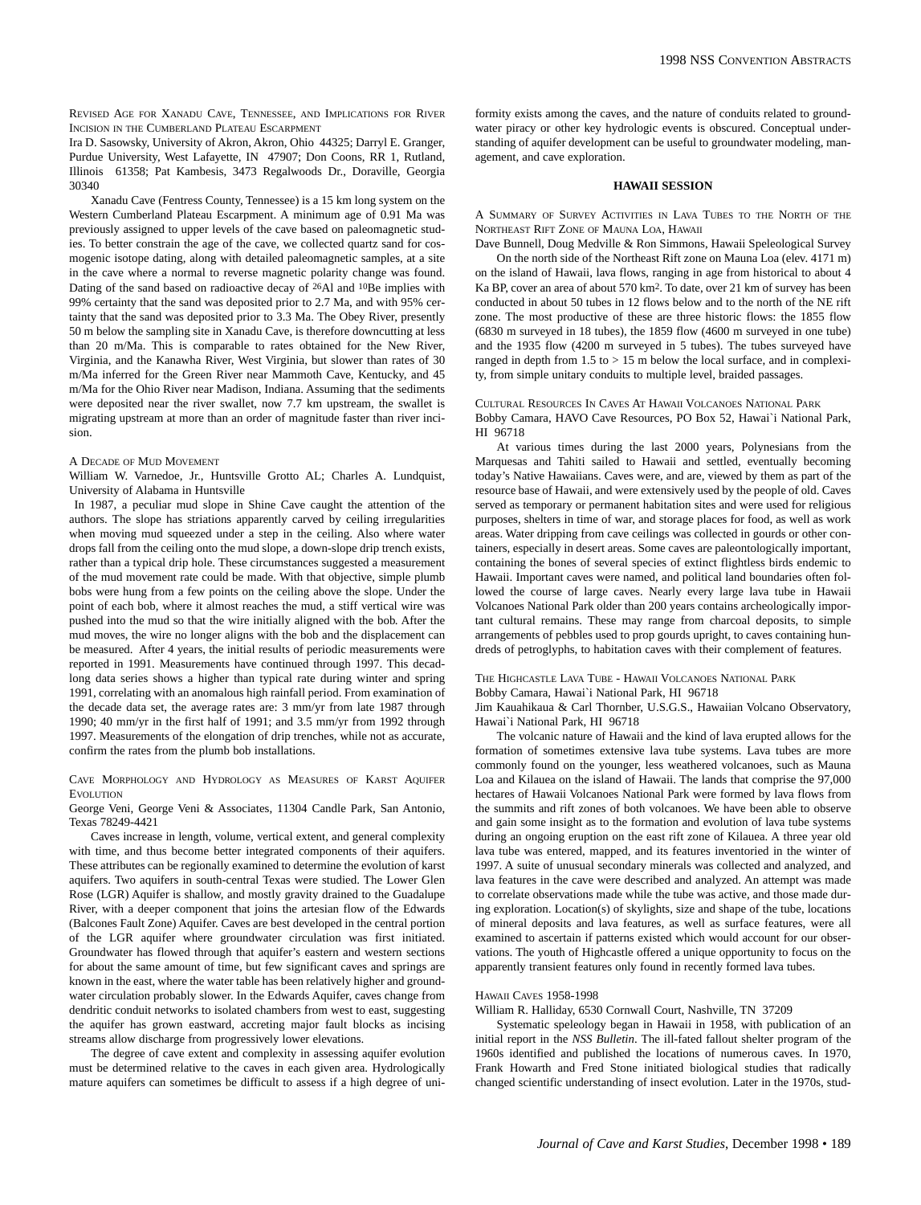### Revised Age for Xanadu Cave, Tennessee, and Implications for River Incision in the Cumberland Plateau Escarpment

Ira D. Sasowsky, University of Akron, Akron, Ohio 44325; Darryl E. Granger, Purdue University, West Lafayette, IN 47907; Don Coons, RR 1, Rutland, Illinois 61358; Pat Kambesis, 3473 Regalwoods Dr., Doraville, Georgia 30340

Xanadu Cave (Fentress County, Tennessee) is a 15 km long system on the Western Cumberland Plateau Escarpment. A minimum age of 0.91 Ma was previously assigned to upper levels of the cave based on paleomagnetic studies. To better constrain the age of the cave, we collected quartz sand for cosmogenic isotope dating, along with detailed paleomagnetic samples, at a site in the cave where a normal to reverse magnetic polarity change was found. Dating of the sand based on radioactive decay of $^{26}$Al and $^{10}$Be implies with 99% certainty that the sand was deposited prior to 2.7 Ma, and with 95% certainty that the sand was deposited prior to 3.3 Ma. The Obey River, presently 50 m below the sampling site in Xanadu Cave, is therefore downcutting at less than 20 m/Ma. This is comparable to rates obtained for the New River, Virginia, and the Kanawha River, West Virginia, but slower than rates of 30 m/Ma inferred for the Green River near Mammoth Cave, Kentucky, and 45 m/Ma for the Ohio River near Madison, Indiana. Assuming that the sediments were deposited near the river swallet, now 7.7 km upstream, the swallet is migrating upstream at more than an order of magnitude faster than river incision.

### A Decade of Mud Movement

William W. Varnedoe, Jr., Huntsville Grotto AL; Charles A. Lundquist, University of Alabama in Huntsville

In 1987, a peculiar mud slope in Shine Cave caught the attention of the authors. The slope has striations apparently carved by ceiling irregularities when moving mud squeezed under a step in the ceiling. Also where water drops fall from the ceiling onto the mud slope, a down-slope drip trench exists, rather than a typical drip hole. These circumstances suggested a measurement of the mud movement rate could be made. With that objective, simple plumb bobs were hung from a few points on the ceiling above the slope. Under the point of each bob, where it almost reaches the mud, a stiff vertical wire was pushed into the mud so that the wire initially aligned with the bob. After the mud moves, the wire no longer aligns with the bob and the displacement can be measured. After 4 years, the initial results of periodic measurements were reported in 1991. Measurements have continued through 1997. This decade-long data series shows a higher than typical rate during winter and spring 1991, correlating with an anomalous high rainfall period. From examination of the decade data set, the average rates are: 3 mm/yr from late 1987 through 1990; 40 mm/yr in the first half of 1991; and 3.5 mm/yr from 1992 through 1997. Measurements of the elongation of drip trenches, while not as accurate, confirm the rates from the plumb bob installations.

### Cave Morphology and Hydrology as Measures of Karst Aquifer Evolution

George Veni, George Veni & Associates, 11304 Candle Park, San Antonio, Texas 78249-4421

Caves increase in length, volume, vertical extent, and general complexity with time, and thus become better integrated components of their aquifers. These attributes can be regionally examined to determine the evolution of karst aquifers. Two aquifers in south-central Texas were studied. The Lower Glen Rose (LGR) Aquifer is shallow, and mostly gravity drained to the Guadalupe River, with a deeper component that joins the artesian flow of the Edwards (Balcones Fault Zone) Aquifer. Caves are best developed in the central portion of the LGR aquifer where groundwater circulation was first initiated. Groundwater has flowed through that aquifer's eastern and western sections for about the same amount of time, but few significant caves and springs are known in the east, where the water table has been relatively higher and groundwater circulation probably slower. In the Edwards Aquifer, caves change from dendritic conduit networks to isolated chambers from west to east, suggesting the aquifer has grown eastward, accreting major fault blocks as incising streams allow discharge from progressively lower elevations.

The degree of cave extent and complexity in assessing aquifer evolution must be determined relative to the caves in each given area. Hydrologically mature aquifers can sometimes be difficult to assess if a high degree of uniformity exists among the caves, and the nature of conduits related to groundwater piracy or other key hydrologic events is obscured. Conceptual understanding of aquifer development can be useful to groundwater modeling, management, and cave exploration.

## HAWAII SESSION

### A Summary of Survey Activities in Lava Tubes to the North of the Northeast Rift Zone of Mauna Loa, Hawaii

Dave Bunnell, Doug Medville & Ron Simmons, Hawaii Speleological Survey

On the north side of the Northeast Rift zone on Mauna Loa (elev. 4171 m) on the island of Hawaii, lava flows, ranging in age from historical to about 4 Ka BP, cover an area of about 570 km$^2$. To date, over 21 km of survey has been conducted in about 50 tubes in 12 flows below and to the north of the NE rift zone. The most productive of these are three historic flows: the 1855 flow (6830 m surveyed in 18 tubes), the 1859 flow (4600 m surveyed in one tube) and the 1935 flow (4200 m surveyed in 5 tubes). The tubes surveyed have ranged in depth from 1.5 to > 15 m below the local surface, and in complexity, from simple unitary conduits to multiple level, braided passages.

### Cultural Resources In Caves At Hawaii Volcanoes National Park

Bobby Camara, HAVO Cave Resources, PO Box 52, Hawai`i National Park, HI 96718

At various times during the last 2000 years, Polynesians from the Marquesas and Tahiti sailed to Hawaii and settled, eventually becoming today's Native Hawaiians. Caves were, and are, viewed by them as part of the resource base of Hawaii, and were extensively used by the people of old. Caves served as temporary or permanent habitation sites and were used for religious purposes, shelters in time of war, and storage places for food, as well as work areas. Water dripping from cave ceilings was collected in gourds or other containers, especially in desert areas. Some caves are paleontologically important, containing the bones of several species of extinct flightless birds endemic to Hawaii. Important caves were named, and political land boundaries often followed the course of large caves. Nearly every large lava tube in Hawaii Volcanoes National Park older than 200 years contains archeologically important cultural remains. These may range from charcoal deposits, to simple arrangements of pebbles used to prop gourds upright, to caves containing hundreds of petroglyphs, to habitation caves with their complement of features.

### The Highcastle Lava Tube - Hawaii Volcanoes National Park

Bobby Camara, Hawai`i National Park, HI 96718

Jim Kauahikaua & Carl Thornber, U.S.G.S., Hawaiian Volcano Observatory, Hawai`i National Park, HI 96718

The volcanic nature of Hawaii and the kind of lava erupted allows for the formation of sometimes extensive lava tube systems. Lava tubes are more commonly found on the younger, less weathered volcanoes, such as Mauna Loa and Kilauea on the island of Hawaii. The lands that comprise the 97,000 hectares of Hawaii Volcanoes National Park were formed by lava flows from the summits and rift zones of both volcanoes. We have been able to observe and gain some insight as to the formation and evolution of lava tube systems during an ongoing eruption on the east rift zone of Kilauea. A three year old lava tube was entered, mapped, and its features inventoried in the winter of 1997. A suite of unusual secondary minerals was collected and analyzed, and lava features in the cave were described and analyzed. An attempt was made to correlate observations made while the tube was active, and those made during exploration. Location(s) of skylights, size and shape of the tube, locations of mineral deposits and lava features, as well as surface features, were all examined to ascertain if patterns existed which would account for our observations. The youth of Highcastle offered a unique opportunity to focus on the apparently transient features only found in recently formed lava tubes.

### Hawaii Caves 1958-1998

William R. Halliday, 6530 Cornwall Court, Nashville, TN 37209

Systematic speleology began in Hawaii in 1958, with publication of an initial report in the *NSS Bulletin*. The ill-fated fallout shelter program of the 1960s identified and published the locations of numerous caves. In 1970, Frank Howarth and Fred Stone initiated biological studies that radically changed scientific understanding of insect evolution. Later in the 1970s, stud-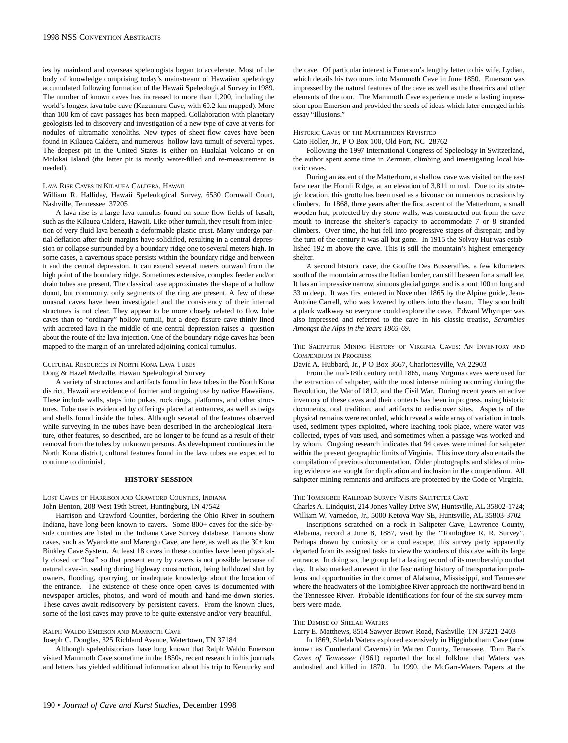ies by mainland and overseas speleologists began to accelerate. Most of the body of knowledge comprising today's mainstream of Hawaiian speleology accumulated following formation of the Hawaii Speleological Survey in 1989. The number of known caves has increased to more than 1,200, including the world's longest lava tube cave (Kazumura Cave, with 60.2 km mapped). More than 100 km of cave passages has been mapped. Collaboration with planetary geologists led to discovery and investigation of a new type of cave at vents for nodules of ultramafic xenoliths. New types of sheet flow caves have been found in Kilauea Caldera, and numerous hollow lava tumuli of several types. The deepest pit in the United States is either on Hualalai Volcano or on Molokai Island (the latter pit is mostly water-filled and re-measurement is needed).

### Lava Rise Caves in Kilauea Caldera, Hawaii

William R. Halliday, Hawaii Speleological Survey, 6530 Cornwall Court, Nashville, Tennessee 37205

A lava rise is a large lava tumulus found on some flow fields of basalt, such as the Kilauea Caldera, Hawaii. Like other tumuli, they result from injection of very fluid lava beneath a deformable plastic crust. Many undergo partial deflation after their margins have solidified, resulting in a central depression or collapse surrounded by a boundary ridge one to several meters high. In some cases, a cavernous space persists within the boundary ridge and between it and the central depression. It can extend several meters outward from the high point of the boundary ridge. Sometimes extensive, complex feeder and/or drain tubes are present. The classical case approximates the shape of a hollow donut, but commonly, only segments of the ring are present. A few of these unusual caves have been investigated and the consistency of their internal structures is not clear. They appear to be more closely related to flow lobe caves than to "ordinary" hollow tumuli, but a deep fissure cave thinly lined with accreted lava in the middle of one central depression raises a question about the route of the lava injection. One of the boundary ridge caves has been mapped to the margin of an unrelated adjoining conical tumulus.

### Cultural Resources in North Kona Lava Tubes

Doug & Hazel Medville, Hawaii Speleological Survey

A variety of structures and artifacts found in lava tubes in the North Kona district, Hawaii are evidence of former and ongoing use by native Hawaiians. These include walls, steps into pukas, rock rings, platforms, and other structures. Tube use is evidenced by offerings placed at entrances, as well as twigs and shells found inside the tubes. Although several of the features observed while surveying in the tubes have been described in the archeological literature, other features, so described, are no longer to be found as a result of their removal from the tubes by unknown persons. As development continues in the North Kona district, cultural features found in the lava tubes are expected to continue to diminish.

## History Session

### Lost Caves of Harrison and Crawford Counties, Indiana

John Benton, 208 West 19th Street, Huntingburg, IN 47542

Harrison and Crawford Counties, bordering the Ohio River in southern Indiana, have long been known to cavers. Some 800+ caves for the side-by-side counties are listed in the Indiana Cave Survey database. Famous show caves, such as Wyandotte and Marengo Cave, are here, as well as the 30+ km Binkley Cave System. At least 18 caves in these counties have been physically closed or "lost" so that present entry by cavers is not possible because of natural cave-in, sealing during highway construction, being bulldozed shut by owners, flooding, quarrying, or inadequate knowledge about the location of the entrance. The existence of these once open caves is documented with newspaper articles, photos, and word of mouth and hand-me-down stories. These caves await rediscovery by persistent cavers. From the known clues, some of the lost caves may prove to be quite extensive and/or very beautiful.

### Ralph Waldo Emerson and Mammoth Cave

Joseph C. Douglas, 325 Richland Avenue, Watertown, TN 37184

Although speleohistorians have long known that Ralph Waldo Emerson visited Mammoth Cave sometime in the 1850s, recent research in his journals and letters has yielded additional information about his trip to Kentucky and the cave. Of particular interest is Emerson's lengthy letter to his wife, Lydian, which details his two tours into Mammoth Cave in June 1850. Emerson was impressed by the natural features of the cave as well as the theatrics and other elements of the tour. The Mammoth Cave experience made a lasting impression upon Emerson and provided the seeds of ideas which later emerged in his essay "Illusions."

### Historic Caves of the Matterhorn Revisited

Cato Holler, Jr., P O Box 100, Old Fort, NC 28762

Following the 1997 International Congress of Speleology in Switzerland, the author spent some time in Zermatt, climbing and investigating local historic caves.

During an ascent of the Matterhorn, a shallow cave was visited on the east face near the Hornli Ridge, at an elevation of 3,811 m msl. Due to its strategic location, this grotto has been used as a bivouac on numerous occasions by climbers. In 1868, three years after the first ascent of the Matterhorn, a small wooden hut, protected by dry stone walls, was constructed out from the cave mouth to increase the shelter's capacity to accommodate 7 or 8 stranded climbers. Over time, the hut fell into progressive stages of disrepair, and by the turn of the century it was all but gone. In 1915 the Solvay Hut was established 192 m above the cave. This is still the mountain's highest emergency shelter.

A second historic cave, the Gouffre Des Busserailles, a few kilometers south of the mountain across the Italian border, can still be seen for a small fee. It has an impressive narrow, sinuous glacial gorge, and is about 100 m long and 33 m deep. It was first entered in November 1865 by the Alpine guide, Jean-Antoine Carrell, who was lowered by others into the chasm. They soon built a plank walkway so everyone could explore the cave. Edward Whymper was also impressed and referred to the cave in his classic treatise, *Scrambles Amongst the Alps in the Years 1865-69*.

### The Saltpeter Mining History of Virginia Caves: An Inventory and Compendium in Progress

David A. Hubbard, Jr., P O Box 3667, Charlottesville, VA 22903

From the mid-18th century until 1865, many Virginia caves were used for the extraction of saltpeter, with the most intense mining occurring during the Revolution, the War of 1812, and the Civil War. During recent years an active inventory of these caves and their contents has been in progress, using historic documents, oral tradition, and artifacts to rediscover sites. Aspects of the physical remains were recorded, which reveal a wide array of variation in tools used, sediment types exploited, where leaching took place, where water was collected, types of vats used, and sometimes when a passage was worked and by whom. Ongoing research indicates that 94 caves were mined for saltpeter within the present geographic limits of Virginia. This inventory also entails the compilation of previous documentation. Older photographs and slides of mining evidence are sought for duplication and inclusion in the compendium. All saltpeter mining remnants and artifacts are protected by the Code of Virginia.

### The Tombigbee Railroad Survey Visits Saltpeter Cave

Charles A. Lindquist, 214 Jones Valley Drive SW, Huntsville, AL 35802-1724; William W. Varnedoe, Jr., 5000 Ketova Way SE, Huntsville, AL 35803-3702

Inscriptions scratched on a rock in Saltpeter Cave, Lawrence County, Alabama, record a June 8, 1887, visit by the "Tombigbee R. R. Survey". Perhaps drawn by curiosity or a cool escape, this survey party apparently departed from its assigned tasks to view the wonders of this cave with its large entrance. In doing so, the group left a lasting record of its membership on that day. It also marked an event in the fascinating history of transportation problems and opportunities in the corner of Alabama, Mississippi, and Tennessee where the headwaters of the Tombigbee River approach the northward bend in the Tennessee River. Probable identifications for four of the six survey members were made.

### The Demise of Shelah Waters

Larry E. Matthews, 8514 Sawyer Brown Road, Nashville, TN 37221-2403

In 1869, Shelah Waters explored extensively in Higginbotham Cave (now known as Cumberland Caverns) in Warren County, Tennessee. Tom Barr's *Caves of Tennessee* (1961) reported the local folklore that Waters was ambushed and killed in 1870. In 1990, the McGarr-Waters Papers at the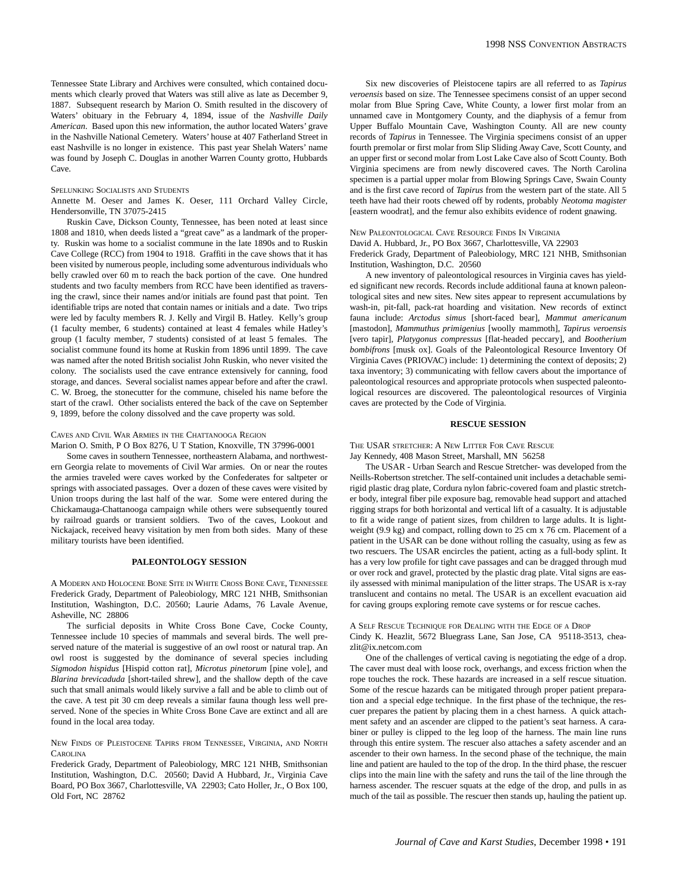Tennessee State Library and Archives were consulted, which contained documents which clearly proved that Waters was still alive as late as December 9, 1887. Subsequent research by Marion O. Smith resulted in the discovery of Waters' obituary in the February 4, 1894, issue of the *Nashville Daily American*. Based upon this new information, the author located Waters' grave in the Nashville National Cemetery. Waters' house at 407 Fatherland Street in east Nashville is no longer in existence. This past year Shelah Waters' name was found by Joseph C. Douglas in another Warren County grotto, Hubbards Cave.

### Spelunking Socialists and Students

Annette M. Oeser and James K. Oeser, 111 Orchard Valley Circle, Hendersonville, TN 37075-2415

Ruskin Cave, Dickson County, Tennessee, has been noted at least since 1808 and 1810, when deeds listed a "great cave" as a landmark of the property. Ruskin was home to a socialist commune in the late 1890s and to Ruskin Cave College (RCC) from 1904 to 1918. Graffiti in the cave shows that it has been visited by numerous people, including some adventurous individuals who belly crawled over 60 m to reach the back portion of the cave. One hundred students and two faculty members from RCC have been identified as traversing the crawl, since their names and/or initials are found past that point. Ten identifiable trips are noted that contain names or initials and a date. Two trips were led by faculty members R. J. Kelly and Virgil B. Hatley. Kelly's group (1 faculty member, 6 students) contained at least 4 females while Hatley's group (1 faculty member, 7 students) consisted of at least 5 females. The socialist commune found its home at Ruskin from 1896 until 1899. The cave was named after the noted British socialist John Ruskin, who never visited the colony. The socialists used the cave entrance extensively for canning, food storage, and dances. Several socialist names appear before and after the crawl. C. W. Broeg, the stonecutter for the commune, chiseled his name before the start of the crawl. Other socialists entered the back of the cave on September 9, 1899, before the colony dissolved and the cave property was sold.

### Caves and Civil War Armies in the Chattanooga Region

Marion O. Smith, P O Box 8276, U T Station, Knoxville, TN 37996-0001

Some caves in southern Tennessee, northeastern Alabama, and northwestern Georgia relate to movements of Civil War armies. On or near the routes the armies traveled were caves worked by the Confederates for saltpeter or springs with associated passages. Over a dozen of these caves were visited by Union troops during the last half of the war. Some were entered during the Chickamauga-Chattanooga campaign while others were subsequently toured by railroad guards or transient soldiers. Two of the caves, Lookout and Nickajack, received heavy visitation by men from both sides. Many of these military tourists have been identified.

## PALEONTOLOGY SESSION

### A Modern and Holocene Bone Site in White Cross Bone Cave, Tennessee

Frederick Grady, Department of Paleobiology, MRC 121 NHB, Smithsonian Institution, Washington, D.C. 20560; Laurie Adams, 76 Lavale Avenue, Asheville, NC 28806

The surficial deposits in White Cross Bone Cave, Cocke County, Tennessee include 10 species of mammals and several birds. The well preserved nature of the material is suggestive of an owl roost or natural trap. An owl roost is suggested by the dominance of several species including *Sigmodon hispidus* [Hispid cotton rat], *Microtus pinetorum* [pine vole], and *Blarina brevicaduda* [short-tailed shrew], and the shallow depth of the cave such that small animals would likely survive a fall and be able to climb out of the cave. A test pit 30 cm deep reveals a similar fauna though less well preserved. None of the species in White Cross Bone Cave are extinct and all are found in the local area today.

### New Finds of Pleistocene Tapirs from Tennessee, Virginia, and North Carolina

Frederick Grady, Department of Paleobiology, MRC 121 NHB, Smithsonian Institution, Washington, D.C. 20560; David A Hubbard, Jr., Virginia Cave Board, PO Box 3667, Charlottesville, VA 22903; Cato Holler, Jr., O Box 100, Old Fort, NC 28762

Six new discoveries of Pleistocene tapirs are all referred to as *Tapirus veroensis* based on size. The Tennessee specimens consist of an upper second molar from Blue Spring Cave, White County, a lower first molar from an unnamed cave in Montgomery County, and the diaphysis of a femur from Upper Buffalo Mountain Cave, Washington County. All are new county records of *Tapirus* in Tennessee. The Virginia specimens consist of an upper fourth premolar or first molar from Slip Sliding Away Cave, Scott County, and an upper first or second molar from Lost Lake Cave also of Scott County. Both Virginia specimens are from newly discovered caves. The North Carolina specimen is a partial upper molar from Blowing Springs Cave, Swain County and is the first cave record of *Tapirus* from the western part of the state. All 5 teeth have had their roots chewed off by rodents, probably *Neotoma magister* [eastern woodrat], and the femur also exhibits evidence of rodent gnawing.

### New Paleontological Cave Resource Finds In Virginia

David A. Hubbard, Jr., PO Box 3667, Charlottesville, VA 22903
Frederick Grady, Department of Paleobiology, MRC 121 NHB, Smithsonian Institution, Washington, D.C. 20560

A new inventory of paleontological resources in Virginia caves has yielded significant new records. Records include additional fauna at known paleontological sites and new sites. New sites appear to represent accumulations by wash-in, pit-fall, pack-rat hoarding and visitation. New records of extinct fauna include: *Arctodus simus* [short-faced bear], *Mammut americanum* [mastodon], *Mammuthus primigenius* [woolly mammoth], *Tapirus veroensis* [vero tapir], *Platygonus compressus* [flat-headed peccary], and *Bootherium bombifrons* [musk ox]. Goals of the Paleontological Resource Inventory Of Virginia Caves (PRIOVAC) include: 1) determining the context of deposits; 2) taxa inventory; 3) communicating with fellow cavers about the importance of paleontological resources and appropriate protocols when suspected paleontological resources are discovered. The paleontological resources of Virginia caves are protected by the Code of Virginia.

## RESCUE SESSION

### The USAR stretcher: A New Litter For Cave Rescue

Jay Kennedy, 408 Mason Street, Marshall, MN 56258

The USAR - Urban Search and Rescue Stretcher- was developed from the Neills-Robertson stretcher. The self-contained unit includes a detachable semi-rigid plastic drag plate, Cordura nylon fabric-covered foam and plastic stretcher body, integral fiber pile exposure bag, removable head support and attached rigging straps for both horizontal and vertical lift of a casualty. It is adjustable to fit a wide range of patient sizes, from children to large adults. It is lightweight (9.9 kg) and compact, rolling down to 25 cm x 76 cm. Placement of a patient in the USAR can be done without rolling the casualty, using as few as two rescuers. The USAR encircles the patient, acting as a full-body splint. It has a very low profile for tight cave passages and can be dragged through mud or over rock and gravel, protected by the plastic drag plate. Vital signs are easily assessed with minimal manipulation of the litter straps. The USAR is x-ray translucent and contains no metal. The USAR is an excellent evacuation aid for caving groups exploring remote cave systems or for rescue caches.

### A Self Rescue Technique for Dealing with the Edge of a Drop

Cindy K. Heazlit, 5672 Bluegrass Lane, San Jose, CA 95118-3513, cheazlit@ix.netcom.com

One of the challenges of vertical caving is negotiating the edge of a drop. The caver must deal with loose rock, overhangs, and excess friction when the rope touches the rock. These hazards are increased in a self rescue situation. Some of the rescue hazards can be mitigated through proper patient preparation and a special edge technique. In the first phase of the technique, the rescuer prepares the patient by placing them in a chest harness. A quick attachment safety and an ascender are clipped to the patient's seat harness. A carabiner or pulley is clipped to the leg loop of the harness. The main line runs through this entire system. The rescuer also attaches a safety ascender and an ascender to their own harness. In the second phase of the technique, the main line and patient are hauled to the top of the drop. In the third phase, the rescuer clips into the main line with the safety and runs the tail of the line through the harness ascender. The rescuer squats at the edge of the drop, and pulls in as much of the tail as possible. The rescuer then stands up, hauling the patient up.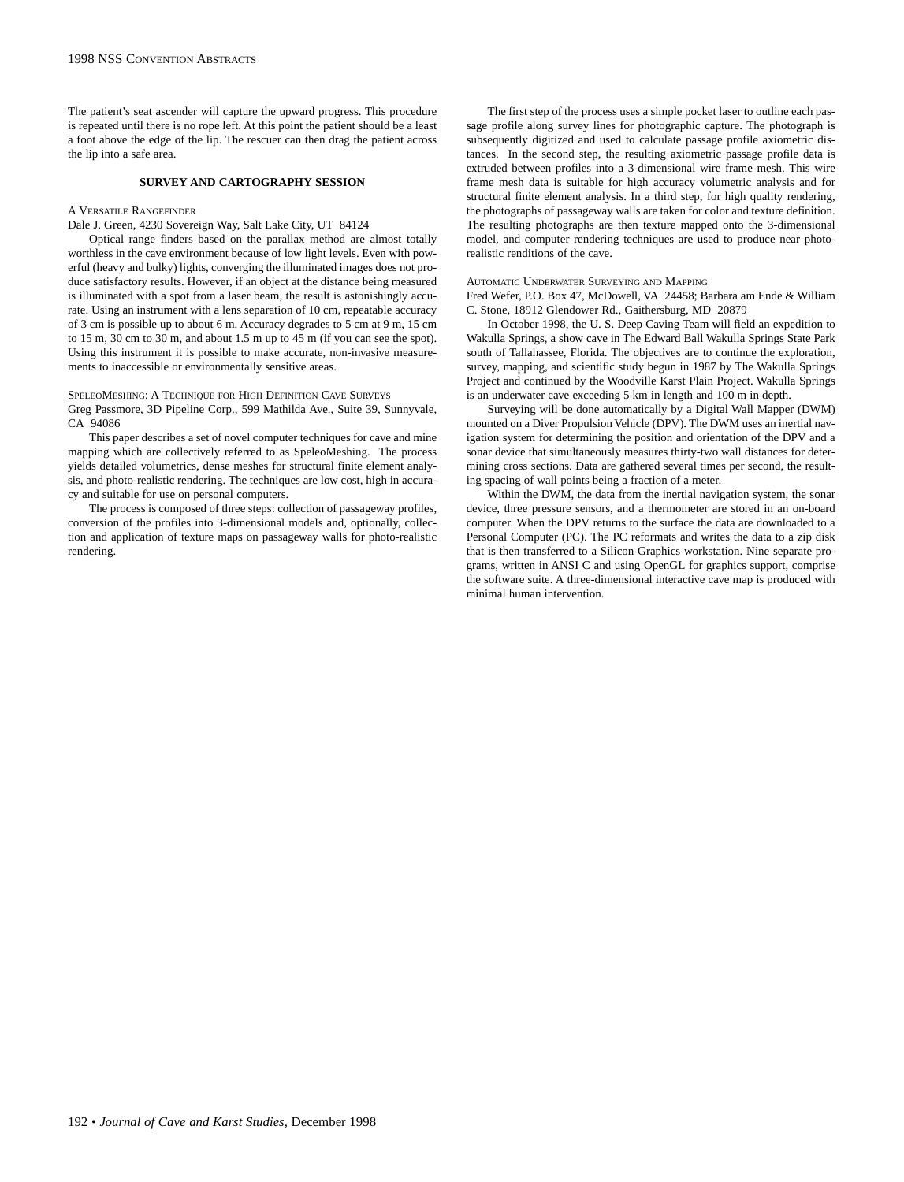The patient's seat ascender will capture the upward progress. This procedure is repeated until there is no rope left. At this point the patient should be a least a foot above the edge of the lip. The rescuer can then drag the patient across the lip into a safe area.

## SURVEY AND CARTOGRAPHY SESSION

### A Versatile Rangefinder

Dale J. Green, 4230 Sovereign Way, Salt Lake City, UT 84124

Optical range finders based on the parallax method are almost totally worthless in the cave environment because of low light levels. Even with powerful (heavy and bulky) lights, converging the illuminated images does not produce satisfactory results. However, if an object at the distance being measured is illuminated with a spot from a laser beam, the result is astonishingly accurate. Using an instrument with a lens separation of 10 cm, repeatable accuracy of 3 cm is possible up to about 6 m. Accuracy degrades to 5 cm at 9 m, 15 cm to 15 m, 30 cm to 30 m, and about 1.5 m up to 45 m (if you can see the spot). Using this instrument it is possible to make accurate, non-invasive measurements to inaccessible or environmentally sensitive areas.

### SpeleoMeshing: A Technique for High Definition Cave Surveys

Greg Passmore, 3D Pipeline Corp., 599 Mathilda Ave., Suite 39, Sunnyvale, CA 94086

This paper describes a set of novel computer techniques for cave and mine mapping which are collectively referred to as SpeleoMeshing. The process yields detailed volumetrics, dense meshes for structural finite element analysis, and photo-realistic rendering. The techniques are low cost, high in accuracy and suitable for use on personal computers.

The process is composed of three steps: collection of passageway profiles, conversion of the profiles into 3-dimensional models and, optionally, collection and application of texture maps on passageway walls for photo-realistic rendering.

The first step of the process uses a simple pocket laser to outline each passage profile along survey lines for photographic capture. The photograph is subsequently digitized and used to calculate passage profile axiometric distances. In the second step, the resulting axiometric passage profile data is extruded between profiles into a 3-dimensional wire frame mesh. This wire frame mesh data is suitable for high accuracy volumetric analysis and for structural finite element analysis. In a third step, for high quality rendering, the photographs of passageway walls are taken for color and texture definition. The resulting photographs are then texture mapped onto the 3-dimensional model, and computer rendering techniques are used to produce near photo-realistic renditions of the cave.

### Automatic Underwater Surveying and Mapping

Fred Wefer, P.O. Box 47, McDowell, VA 24458; Barbara am Ende & William C. Stone, 18912 Glendower Rd., Gaithersburg, MD 20879

In October 1998, the U. S. Deep Caving Team will field an expedition to Wakulla Springs, a show cave in The Edward Ball Wakulla Springs State Park south of Tallahassee, Florida. The objectives are to continue the exploration, survey, mapping, and scientific study begun in 1987 by The Wakulla Springs Project and continued by the Woodville Karst Plain Project. Wakulla Springs is an underwater cave exceeding 5 km in length and 100 m in depth.

Surveying will be done automatically by a Digital Wall Mapper (DWM) mounted on a Diver Propulsion Vehicle (DPV). The DWM uses an inertial navigation system for determining the position and orientation of the DPV and a sonar device that simultaneously measures thirty-two wall distances for determining cross sections. Data are gathered several times per second, the resulting spacing of wall points being a fraction of a meter.

Within the DWM, the data from the inertial navigation system, the sonar device, three pressure sensors, and a thermometer are stored in an on-board computer. When the DPV returns to the surface the data are downloaded to a Personal Computer (PC). The PC reformats and writes the data to a zip disk that is then transferred to a Silicon Graphics workstation. Nine separate programs, written in ANSI C and using OpenGL for graphics support, comprise the software suite. A three-dimensional interactive cave map is produced with minimal human intervention.